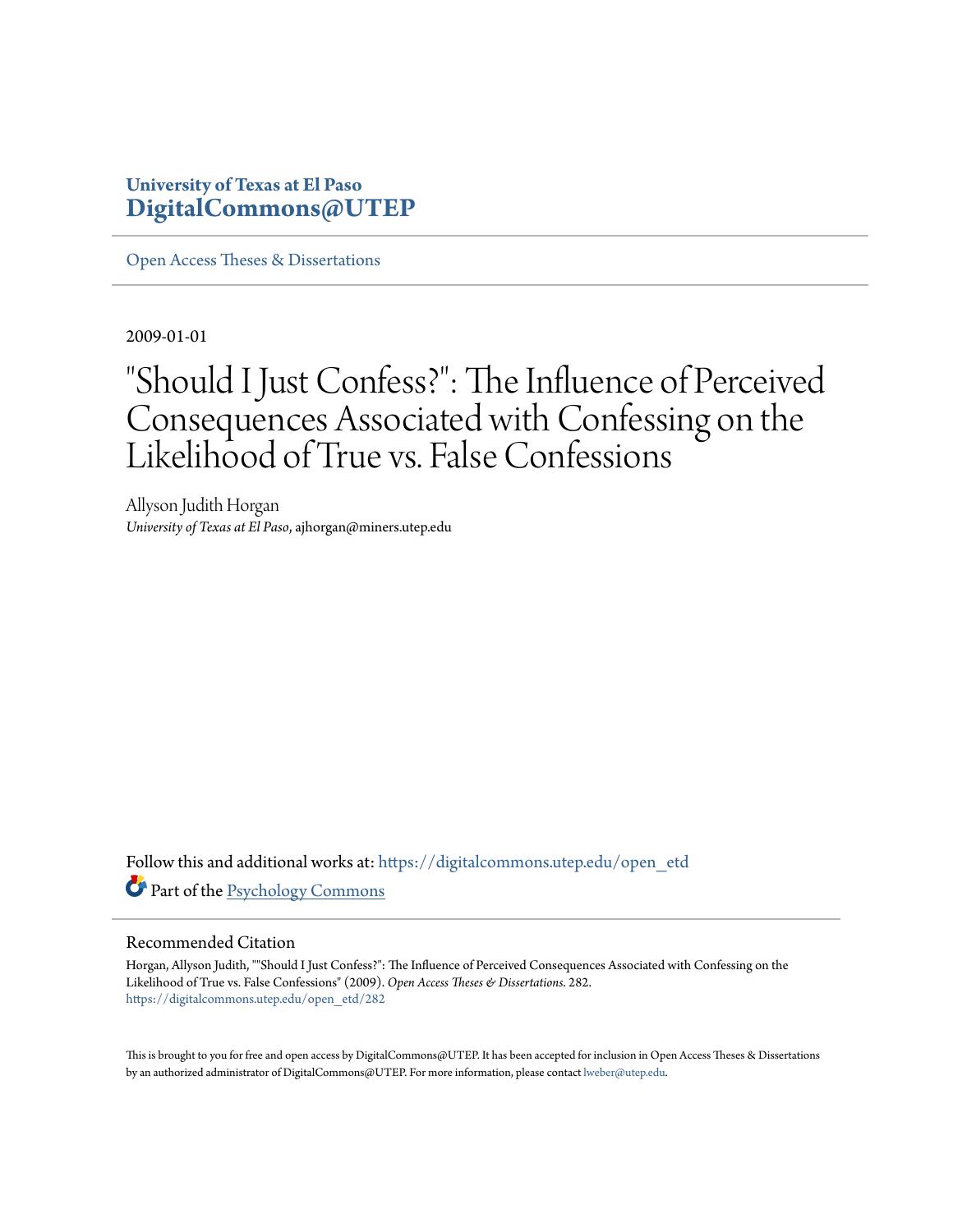# University of Texas at El Paso
# DigitalCommons@UTEP

Open Access Theses & Dissertations

2009-01-01

# "Should I Just Confess?": The Influence of Perceived Consequences Associated with Confessing on the Likelihood of True vs. False Confessions

Allyson Judith Horgan
*University of Texas at El Paso*, ajhorgan@miners.utep.edu

Follow this and additional works at: https://digitalcommons.utep.edu/open_etd

Part of the Psychology Commons

## Recommended Citation

Horgan, Allyson Judith, ""Should I Just Confess?": The Influence of Perceived Consequences Associated with Confessing on the Likelihood of True vs. False Confessions" (2009). *Open Access Theses & Dissertations*. 282.
https://digitalcommons.utep.edu/open_etd/282

This is brought to you for free and open access by DigitalCommons@UTEP. It has been accepted for inclusion in Open Access Theses & Dissertations by an authorized administrator of DigitalCommons@UTEP. For more information, please contact lweber@utep.edu.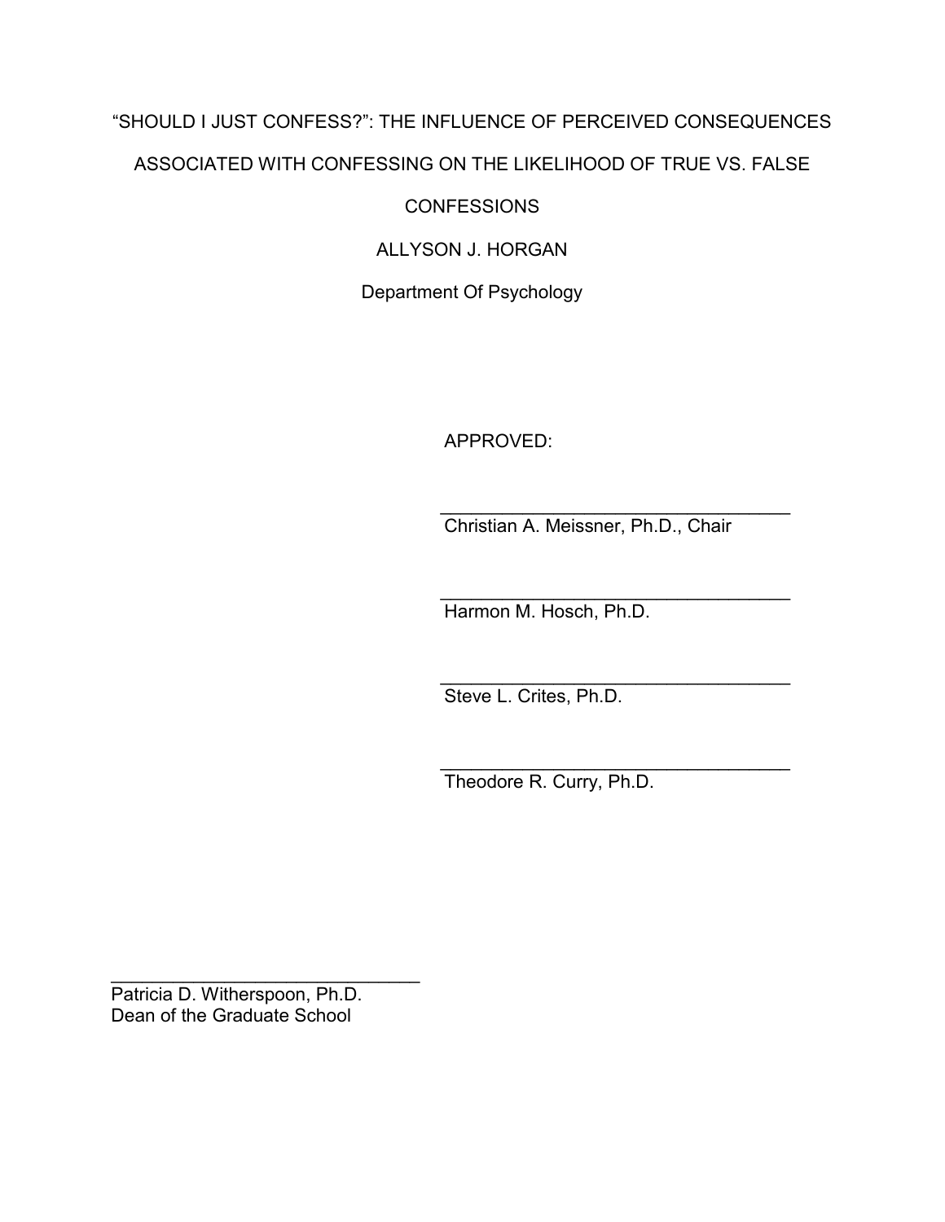“SHOULD I JUST CONFESS?”: THE INFLUENCE OF PERCEIVED CONSEQUENCES ASSOCIATED WITH CONFESSING ON THE LIKELIHOOD OF TRUE VS. FALSE CONFESSIONS

ALLYSON J. HORGAN

Department Of Psychology

APPROVED:

\_\_\_\_\_\_\_\_\_\_\_\_\_\_\_\_\_\_\_\_\_\_\_\_\_\_\_\_\_\_\_\_\_\_\_\_
Christian A. Meissner, Ph.D., Chair

\_\_\_\_\_\_\_\_\_\_\_\_\_\_\_\_\_\_\_\_\_\_\_\_\_\_\_\_\_\_\_\_\_\_\_\_
Harmon M. Hosch, Ph.D.

\_\_\_\_\_\_\_\_\_\_\_\_\_\_\_\_\_\_\_\_\_\_\_\_\_\_\_\_\_\_\_\_\_\_\_\_
Steve L. Crites, Ph.D.

\_\_\_\_\_\_\_\_\_\_\_\_\_\_\_\_\_\_\_\_\_\_\_\_\_\_\_\_\_\_\_\_\_\_\_\_
Theodore R. Curry, Ph.D.

\_\_\_\_\_\_\_\_\_\_\_\_\_\_\_\_\_\_\_\_\_\_\_\_\_\_\_\_\_\_\_\_
Patricia D. Witherspoon, Ph.D.
Dean of the Graduate School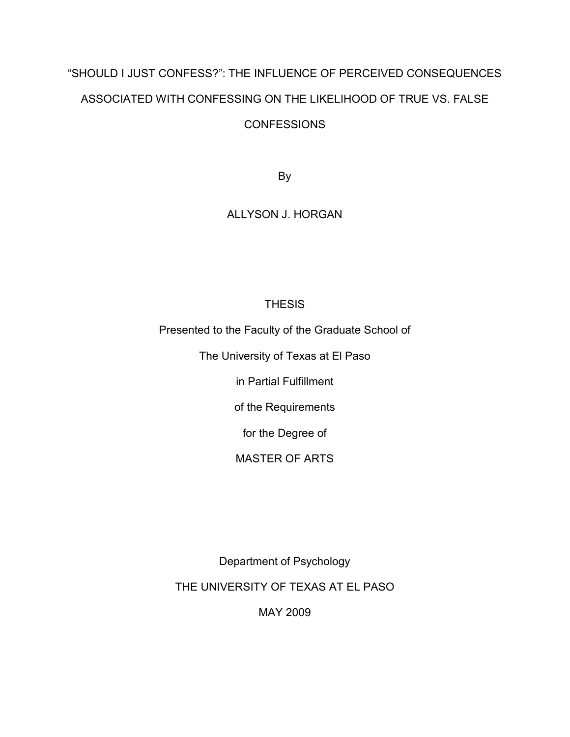# "SHOULD I JUST CONFESS?": THE INFLUENCE OF PERCEIVED CONSEQUENCES ASSOCIATED WITH CONFESSING ON THE LIKELIHOOD OF TRUE VS. FALSE CONFESSIONS

By

ALLYSON J. HORGAN

THESIS

Presented to the Faculty of the Graduate School of

The University of Texas at El Paso

in Partial Fulfillment

of the Requirements

for the Degree of

MASTER OF ARTS

Department of Psychology

THE UNIVERSITY OF TEXAS AT EL PASO

MAY 2009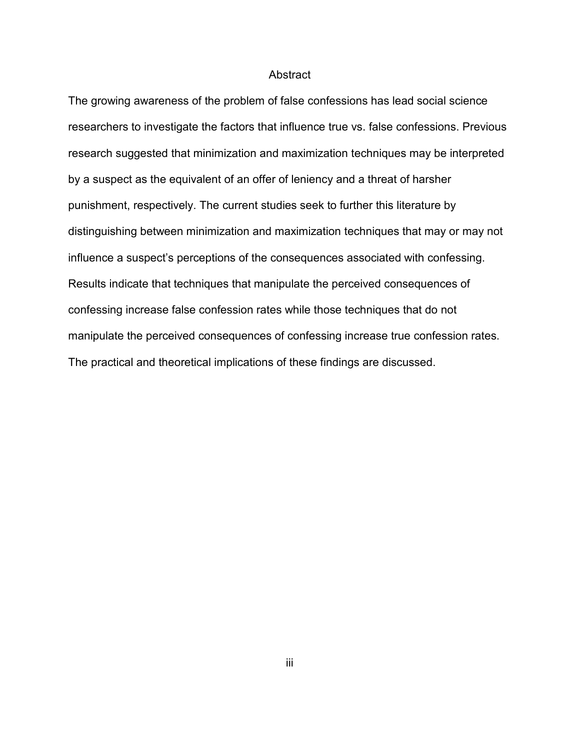# Abstract

The growing awareness of the problem of false confessions has lead social science researchers to investigate the factors that influence true vs. false confessions. Previous research suggested that minimization and maximization techniques may be interpreted by a suspect as the equivalent of an offer of leniency and a threat of harsher punishment, respectively. The current studies seek to further this literature by distinguishing between minimization and maximization techniques that may or may not influence a suspect's perceptions of the consequences associated with confessing. Results indicate that techniques that manipulate the perceived consequences of confessing increase false confession rates while those techniques that do not manipulate the perceived consequences of confessing increase true confession rates. The practical and theoretical implications of these findings are discussed.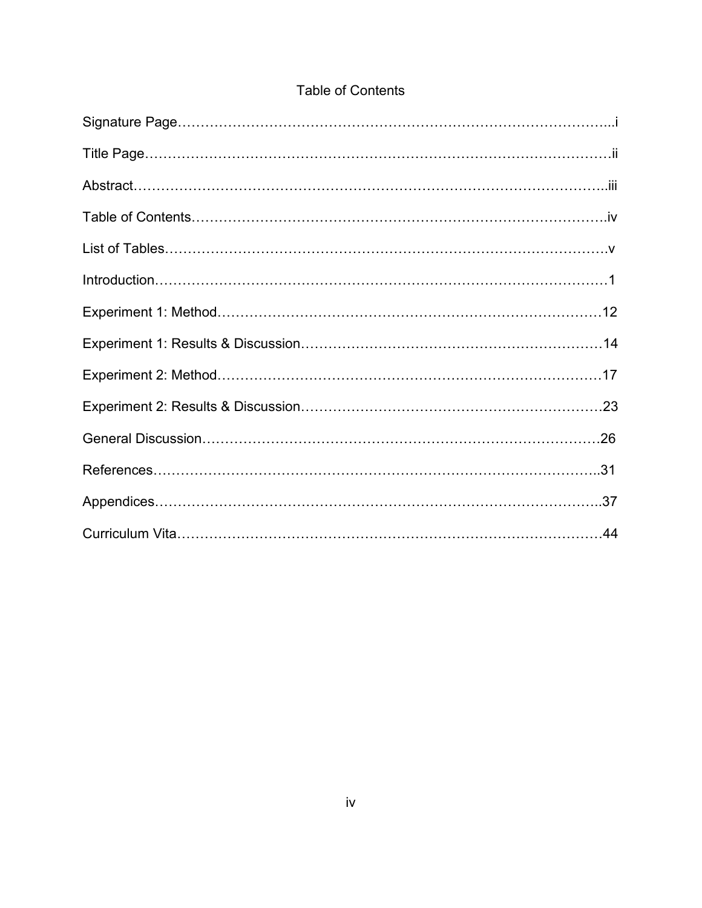# Table of Contents

Signature Page…………………………………………………………………………………...i

Title Page………………………………………………………………………………………ii

Abstract………………………………………………………………………………………..iii

Table of Contents………………………………………………………………………….....iv

List of Tables……………………………………………………………………………………v

Introduction………………………………………………………………………………………1

Experiment 1: Method…………………………………………………………………………12

Experiment 1: Results & Discussion…………………………………………………………14

Experiment 2: Method…………………………………………………………………………17

Experiment 2: Results & Discussion…………………………………………………………23

General Discussion……………………………………………………………………………26

References……………………………………………………………………………………..31

Appendices……………………………………………………………………………………..37

Curriculum Vita…………………………………………………………………………………44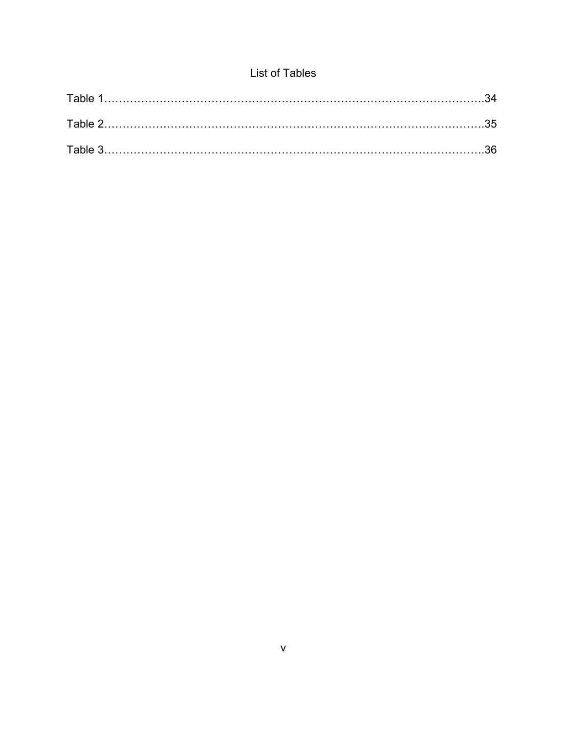# List of Tables

Table 1……………………………………………………………………………………….34

Table 2……………………………………………………………………………………….35

Table 3……………………………………………………………………………………….36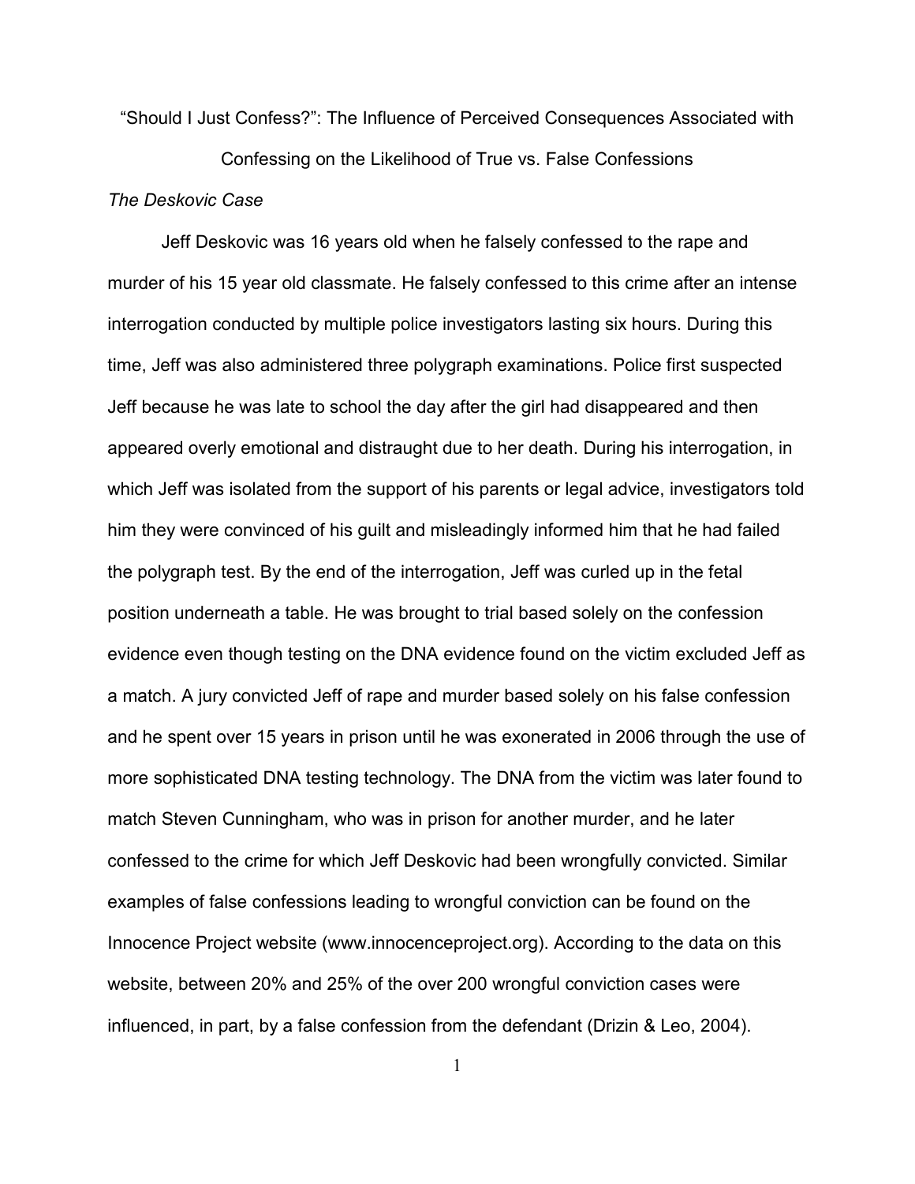# "Should I Just Confess?": The Influence of Perceived Consequences Associated with Confessing on the Likelihood of True vs. False Confessions

*The Deskovic Case*

Jeff Deskovic was 16 years old when he falsely confessed to the rape and murder of his 15 year old classmate. He falsely confessed to this crime after an intense interrogation conducted by multiple police investigators lasting six hours. During this time, Jeff was also administered three polygraph examinations. Police first suspected Jeff because he was late to school the day after the girl had disappeared and then appeared overly emotional and distraught due to her death. During his interrogation, in which Jeff was isolated from the support of his parents or legal advice, investigators told him they were convinced of his guilt and misleadingly informed him that he had failed the polygraph test. By the end of the interrogation, Jeff was curled up in the fetal position underneath a table. He was brought to trial based solely on the confession evidence even though testing on the DNA evidence found on the victim excluded Jeff as a match. A jury convicted Jeff of rape and murder based solely on his false confession and he spent over 15 years in prison until he was exonerated in 2006 through the use of more sophisticated DNA testing technology. The DNA from the victim was later found to match Steven Cunningham, who was in prison for another murder, and he later confessed to the crime for which Jeff Deskovic had been wrongfully convicted. Similar examples of false confessions leading to wrongful conviction can be found on the Innocence Project website (www.innocenceproject.org). According to the data on this website, between 20% and 25% of the over 200 wrongful conviction cases were influenced, in part, by a false confession from the defendant (Drizin & Leo, 2004).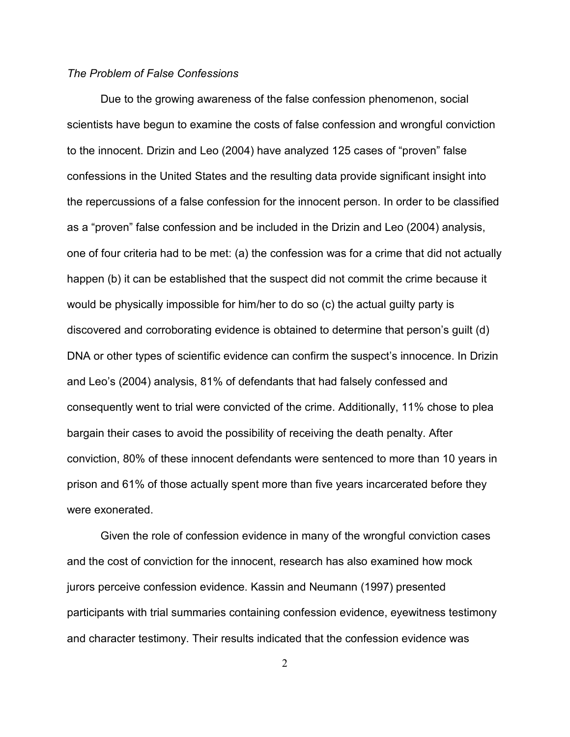*The Problem of False Confessions*

Due to the growing awareness of the false confession phenomenon, social scientists have begun to examine the costs of false confession and wrongful conviction to the innocent. Drizin and Leo (2004) have analyzed 125 cases of "proven" false confessions in the United States and the resulting data provide significant insight into the repercussions of a false confession for the innocent person. In order to be classified as a "proven" false confession and be included in the Drizin and Leo (2004) analysis, one of four criteria had to be met: (a) the confession was for a crime that did not actually happen (b) it can be established that the suspect did not commit the crime because it would be physically impossible for him/her to do so (c) the actual guilty party is discovered and corroborating evidence is obtained to determine that person's guilt (d) DNA or other types of scientific evidence can confirm the suspect's innocence. In Drizin and Leo's (2004) analysis, 81% of defendants that had falsely confessed and consequently went to trial were convicted of the crime. Additionally, 11% chose to plea bargain their cases to avoid the possibility of receiving the death penalty. After conviction, 80% of these innocent defendants were sentenced to more than 10 years in prison and 61% of those actually spent more than five years incarcerated before they were exonerated.

Given the role of confession evidence in many of the wrongful conviction cases and the cost of conviction for the innocent, research has also examined how mock jurors perceive confession evidence. Kassin and Neumann (1997) presented participants with trial summaries containing confession evidence, eyewitness testimony and character testimony. Their results indicated that the confession evidence was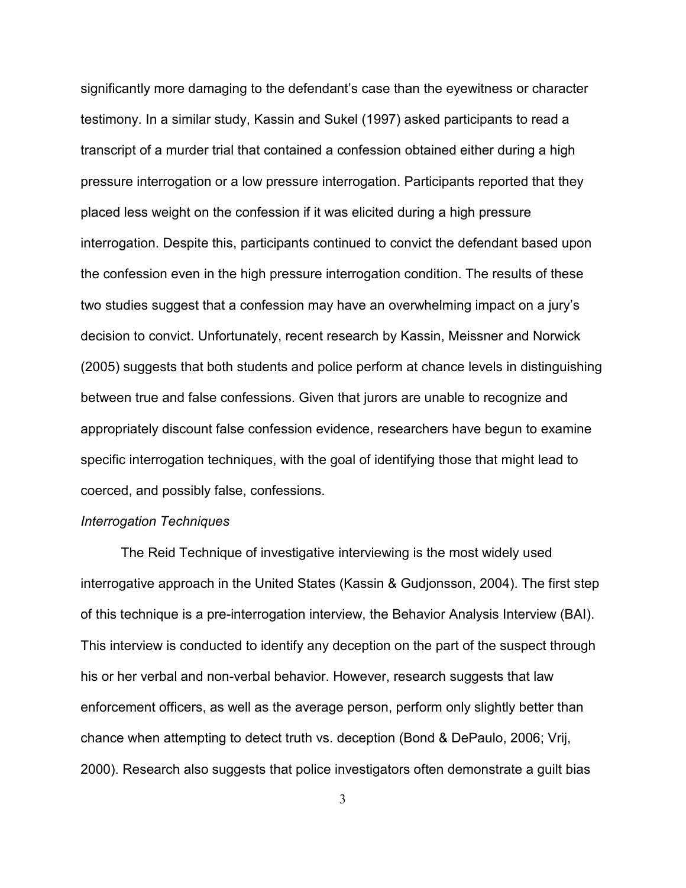significantly more damaging to the defendant's case than the eyewitness or character testimony. In a similar study, Kassin and Sukel (1997) asked participants to read a transcript of a murder trial that contained a confession obtained either during a high pressure interrogation or a low pressure interrogation. Participants reported that they placed less weight on the confession if it was elicited during a high pressure interrogation. Despite this, participants continued to convict the defendant based upon the confession even in the high pressure interrogation condition. The results of these two studies suggest that a confession may have an overwhelming impact on a jury's decision to convict. Unfortunately, recent research by Kassin, Meissner and Norwick (2005) suggests that both students and police perform at chance levels in distinguishing between true and false confessions. Given that jurors are unable to recognize and appropriately discount false confession evidence, researchers have begun to examine specific interrogation techniques, with the goal of identifying those that might lead to coerced, and possibly false, confessions.

*Interrogation Techniques*

The Reid Technique of investigative interviewing is the most widely used interrogative approach in the United States (Kassin & Gudjonsson, 2004). The first step of this technique is a pre-interrogation interview, the Behavior Analysis Interview (BAI). This interview is conducted to identify any deception on the part of the suspect through his or her verbal and non-verbal behavior. However, research suggests that law enforcement officers, as well as the average person, perform only slightly better than chance when attempting to detect truth vs. deception (Bond & DePaulo, 2006; Vrij, 2000). Research also suggests that police investigators often demonstrate a guilt bias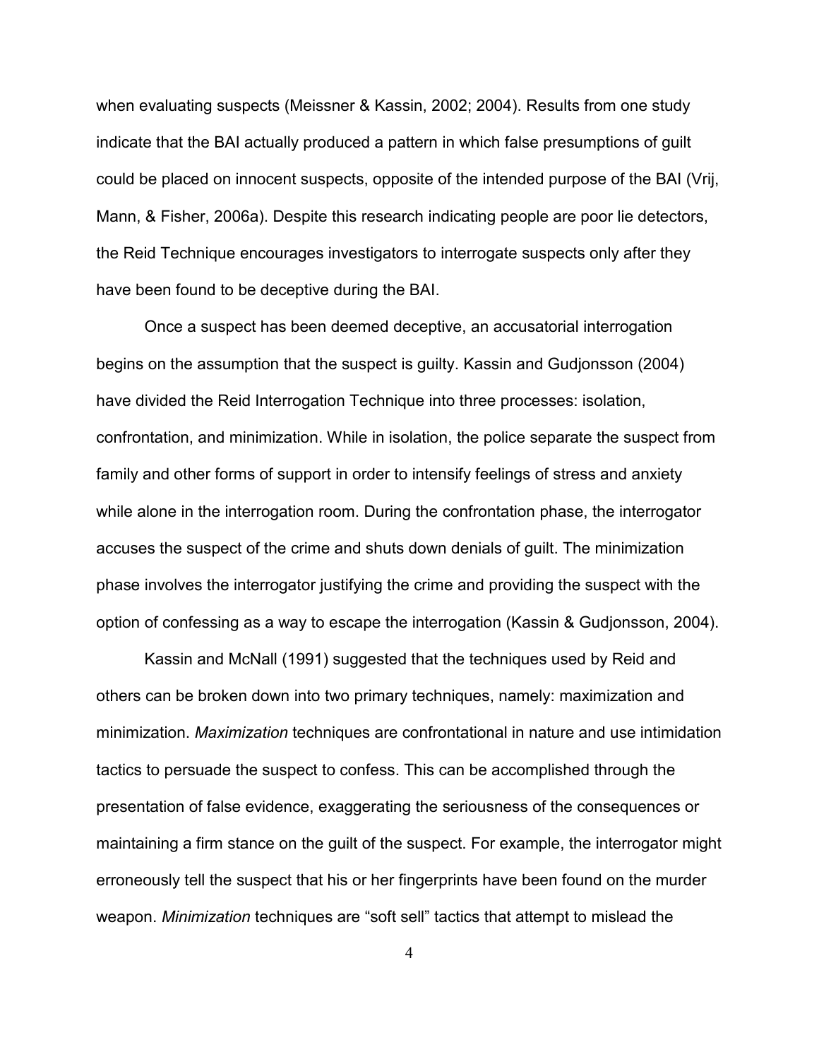when evaluating suspects (Meissner & Kassin, 2002; 2004). Results from one study indicate that the BAI actually produced a pattern in which false presumptions of guilt could be placed on innocent suspects, opposite of the intended purpose of the BAI (Vrij, Mann, & Fisher, 2006a). Despite this research indicating people are poor lie detectors, the Reid Technique encourages investigators to interrogate suspects only after they have been found to be deceptive during the BAI.

Once a suspect has been deemed deceptive, an accusatorial interrogation begins on the assumption that the suspect is guilty. Kassin and Gudjonsson (2004) have divided the Reid Interrogation Technique into three processes: isolation, confrontation, and minimization. While in isolation, the police separate the suspect from family and other forms of support in order to intensify feelings of stress and anxiety while alone in the interrogation room. During the confrontation phase, the interrogator accuses the suspect of the crime and shuts down denials of guilt. The minimization phase involves the interrogator justifying the crime and providing the suspect with the option of confessing as a way to escape the interrogation (Kassin & Gudjonsson, 2004).

Kassin and McNall (1991) suggested that the techniques used by Reid and others can be broken down into two primary techniques, namely: maximization and minimization. *Maximization* techniques are confrontational in nature and use intimidation tactics to persuade the suspect to confess. This can be accomplished through the presentation of false evidence, exaggerating the seriousness of the consequences or maintaining a firm stance on the guilt of the suspect. For example, the interrogator might erroneously tell the suspect that his or her fingerprints have been found on the murder weapon. *Minimization* techniques are "soft sell" tactics that attempt to mislead the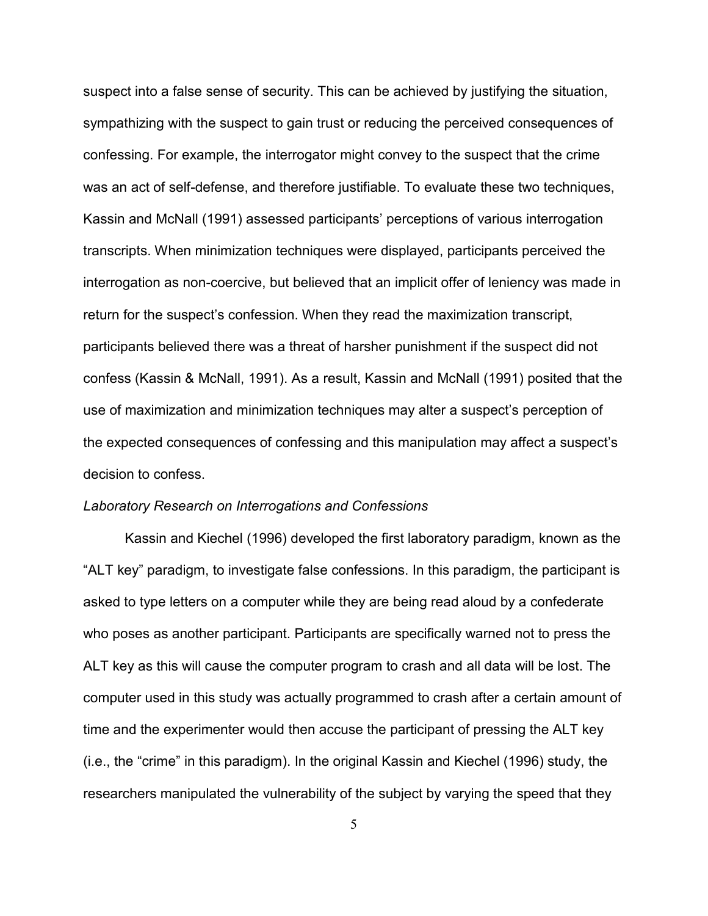suspect into a false sense of security. This can be achieved by justifying the situation, sympathizing with the suspect to gain trust or reducing the perceived consequences of confessing. For example, the interrogator might convey to the suspect that the crime was an act of self-defense, and therefore justifiable. To evaluate these two techniques, Kassin and McNall (1991) assessed participants' perceptions of various interrogation transcripts. When minimization techniques were displayed, participants perceived the interrogation as non-coercive, but believed that an implicit offer of leniency was made in return for the suspect's confession. When they read the maximization transcript, participants believed there was a threat of harsher punishment if the suspect did not confess (Kassin & McNall, 1991). As a result, Kassin and McNall (1991) posited that the use of maximization and minimization techniques may alter a suspect's perception of the expected consequences of confessing and this manipulation may affect a suspect's decision to confess.

*Laboratory Research on Interrogations and Confessions*

Kassin and Kiechel (1996) developed the first laboratory paradigm, known as the "ALT key" paradigm, to investigate false confessions. In this paradigm, the participant is asked to type letters on a computer while they are being read aloud by a confederate who poses as another participant. Participants are specifically warned not to press the ALT key as this will cause the computer program to crash and all data will be lost. The computer used in this study was actually programmed to crash after a certain amount of time and the experimenter would then accuse the participant of pressing the ALT key (i.e., the "crime" in this paradigm). In the original Kassin and Kiechel (1996) study, the researchers manipulated the vulnerability of the subject by varying the speed that they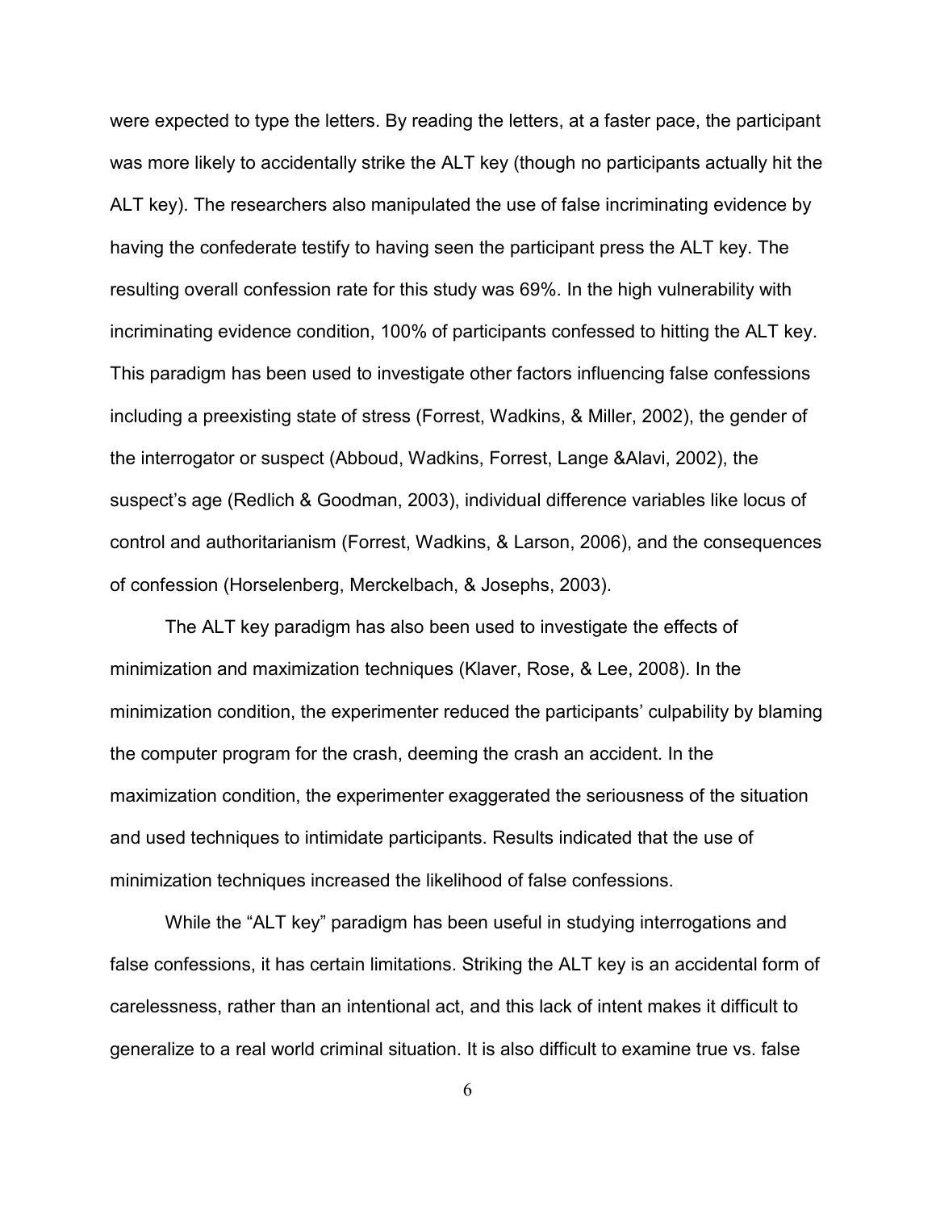were expected to type the letters. By reading the letters, at a faster pace, the participant was more likely to accidentally strike the ALT key (though no participants actually hit the ALT key). The researchers also manipulated the use of false incriminating evidence by having the confederate testify to having seen the participant press the ALT key. The resulting overall confession rate for this study was 69%. In the high vulnerability with incriminating evidence condition, 100% of participants confessed to hitting the ALT key. This paradigm has been used to investigate other factors influencing false confessions including a preexisting state of stress (Forrest, Wadkins, & Miller, 2002), the gender of the interrogator or suspect (Abboud, Wadkins, Forrest, Lange &Alavi, 2002), the suspect's age (Redlich & Goodman, 2003), individual difference variables like locus of control and authoritarianism (Forrest, Wadkins, & Larson, 2006), and the consequences of confession (Horselenberg, Merckelbach, & Josephs, 2003).

The ALT key paradigm has also been used to investigate the effects of minimization and maximization techniques (Klaver, Rose, & Lee, 2008). In the minimization condition, the experimenter reduced the participants' culpability by blaming the computer program for the crash, deeming the crash an accident. In the maximization condition, the experimenter exaggerated the seriousness of the situation and used techniques to intimidate participants. Results indicated that the use of minimization techniques increased the likelihood of false confessions.

While the "ALT key" paradigm has been useful in studying interrogations and false confessions, it has certain limitations. Striking the ALT key is an accidental form of carelessness, rather than an intentional act, and this lack of intent makes it difficult to generalize to a real world criminal situation. It is also difficult to examine true vs. false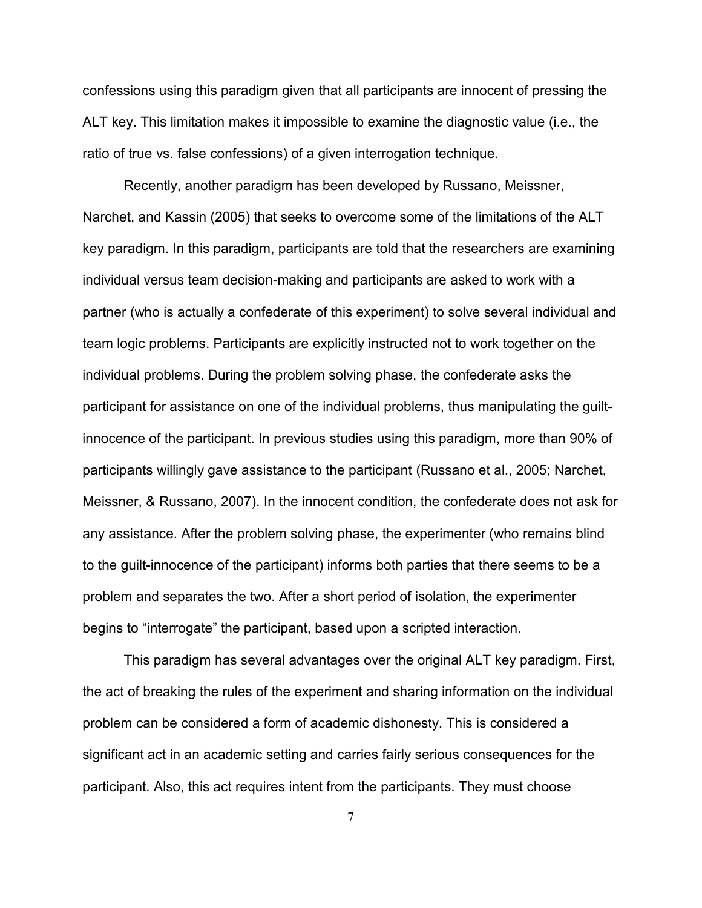confessions using this paradigm given that all participants are innocent of pressing the ALT key. This limitation makes it impossible to examine the diagnostic value (i.e., the ratio of true vs. false confessions) of a given interrogation technique.

Recently, another paradigm has been developed by Russano, Meissner, Narchet, and Kassin (2005) that seeks to overcome some of the limitations of the ALT key paradigm. In this paradigm, participants are told that the researchers are examining individual versus team decision-making and participants are asked to work with a partner (who is actually a confederate of this experiment) to solve several individual and team logic problems. Participants are explicitly instructed not to work together on the individual problems. During the problem solving phase, the confederate asks the participant for assistance on one of the individual problems, thus manipulating the guilt-innocence of the participant. In previous studies using this paradigm, more than 90% of participants willingly gave assistance to the participant (Russano et al., 2005; Narchet, Meissner, & Russano, 2007). In the innocent condition, the confederate does not ask for any assistance. After the problem solving phase, the experimenter (who remains blind to the guilt-innocence of the participant) informs both parties that there seems to be a problem and separates the two. After a short period of isolation, the experimenter begins to "interrogate" the participant, based upon a scripted interaction.

This paradigm has several advantages over the original ALT key paradigm. First, the act of breaking the rules of the experiment and sharing information on the individual problem can be considered a form of academic dishonesty. This is considered a significant act in an academic setting and carries fairly serious consequences for the participant. Also, this act requires intent from the participants. They must choose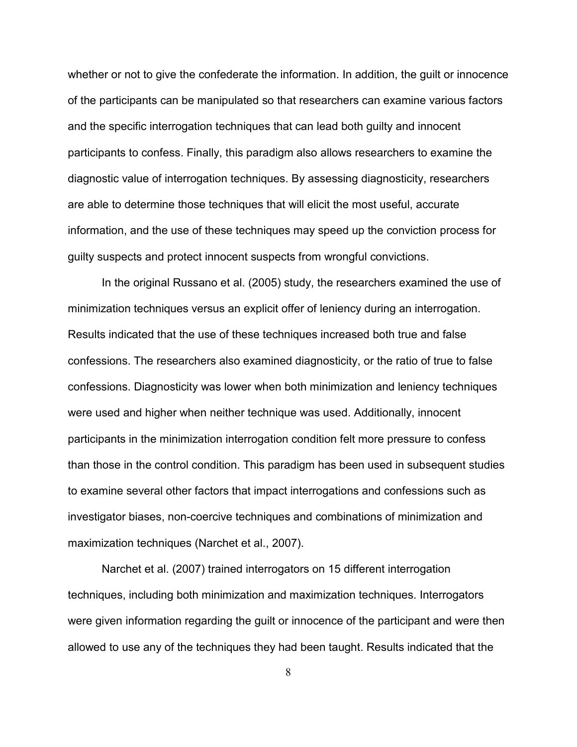whether or not to give the confederate the information. In addition, the guilt or innocence of the participants can be manipulated so that researchers can examine various factors and the specific interrogation techniques that can lead both guilty and innocent participants to confess. Finally, this paradigm also allows researchers to examine the diagnostic value of interrogation techniques. By assessing diagnosticity, researchers are able to determine those techniques that will elicit the most useful, accurate information, and the use of these techniques may speed up the conviction process for guilty suspects and protect innocent suspects from wrongful convictions.

In the original Russano et al. (2005) study, the researchers examined the use of minimization techniques versus an explicit offer of leniency during an interrogation. Results indicated that the use of these techniques increased both true and false confessions. The researchers also examined diagnosticity, or the ratio of true to false confessions. Diagnosticity was lower when both minimization and leniency techniques were used and higher when neither technique was used. Additionally, innocent participants in the minimization interrogation condition felt more pressure to confess than those in the control condition. This paradigm has been used in subsequent studies to examine several other factors that impact interrogations and confessions such as investigator biases, non-coercive techniques and combinations of minimization and maximization techniques (Narchet et al., 2007).

Narchet et al. (2007) trained interrogators on 15 different interrogation techniques, including both minimization and maximization techniques. Interrogators were given information regarding the guilt or innocence of the participant and were then allowed to use any of the techniques they had been taught. Results indicated that the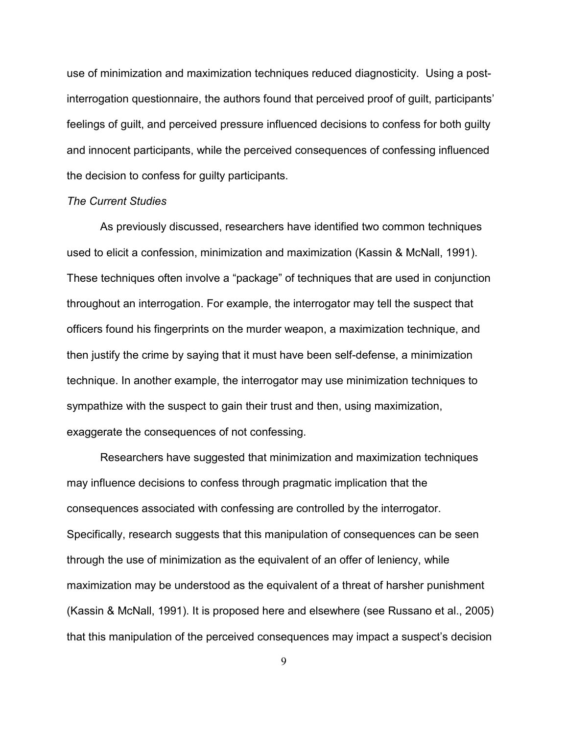use of minimization and maximization techniques reduced diagnosticity. Using a post-interrogation questionnaire, the authors found that perceived proof of guilt, participants' feelings of guilt, and perceived pressure influenced decisions to confess for both guilty and innocent participants, while the perceived consequences of confessing influenced the decision to confess for guilty participants.

*The Current Studies*

As previously discussed, researchers have identified two common techniques used to elicit a confession, minimization and maximization (Kassin & McNall, 1991). These techniques often involve a "package" of techniques that are used in conjunction throughout an interrogation. For example, the interrogator may tell the suspect that officers found his fingerprints on the murder weapon, a maximization technique, and then justify the crime by saying that it must have been self-defense, a minimization technique. In another example, the interrogator may use minimization techniques to sympathize with the suspect to gain their trust and then, using maximization, exaggerate the consequences of not confessing.

Researchers have suggested that minimization and maximization techniques may influence decisions to confess through pragmatic implication that the consequences associated with confessing are controlled by the interrogator. Specifically, research suggests that this manipulation of consequences can be seen through the use of minimization as the equivalent of an offer of leniency, while maximization may be understood as the equivalent of a threat of harsher punishment (Kassin & McNall, 1991). It is proposed here and elsewhere (see Russano et al., 2005) that this manipulation of the perceived consequences may impact a suspect's decision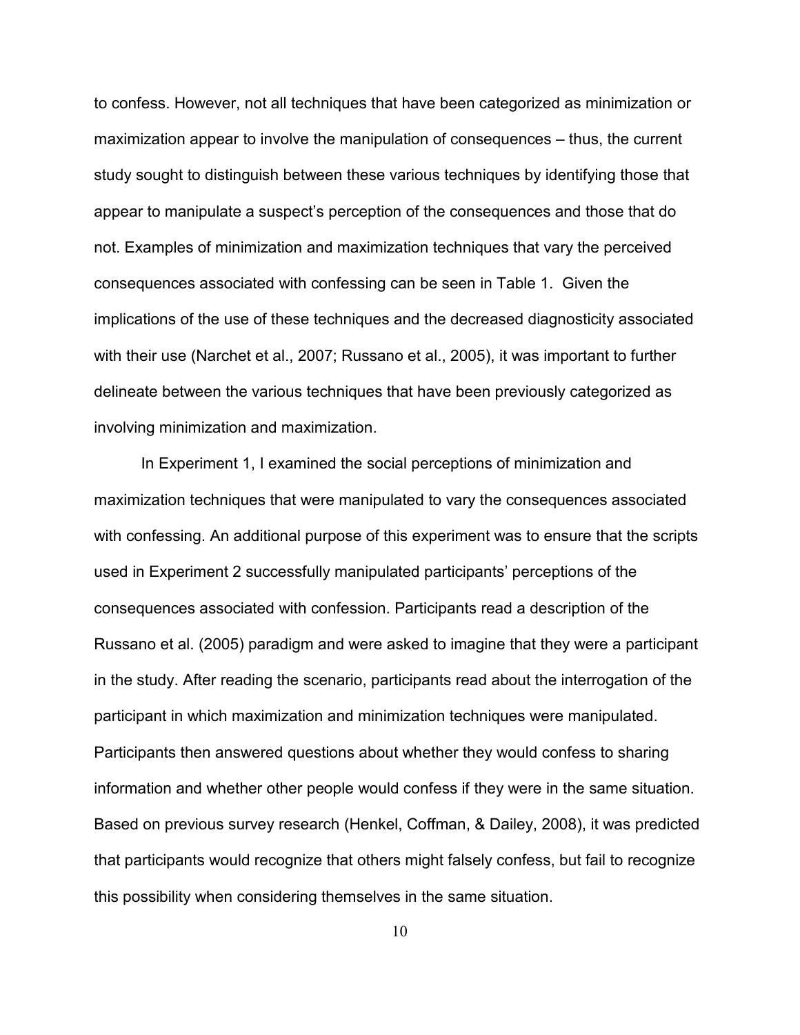to confess. However, not all techniques that have been categorized as minimization or maximization appear to involve the manipulation of consequences – thus, the current study sought to distinguish between these various techniques by identifying those that appear to manipulate a suspect's perception of the consequences and those that do not. Examples of minimization and maximization techniques that vary the perceived consequences associated with confessing can be seen in Table 1. Given the implications of the use of these techniques and the decreased diagnosticity associated with their use (Narchet et al., 2007; Russano et al., 2005), it was important to further delineate between the various techniques that have been previously categorized as involving minimization and maximization.

In Experiment 1, I examined the social perceptions of minimization and maximization techniques that were manipulated to vary the consequences associated with confessing. An additional purpose of this experiment was to ensure that the scripts used in Experiment 2 successfully manipulated participants' perceptions of the consequences associated with confession. Participants read a description of the Russano et al. (2005) paradigm and were asked to imagine that they were a participant in the study. After reading the scenario, participants read about the interrogation of the participant in which maximization and minimization techniques were manipulated. Participants then answered questions about whether they would confess to sharing information and whether other people would confess if they were in the same situation. Based on previous survey research (Henkel, Coffman, & Dailey, 2008), it was predicted that participants would recognize that others might falsely confess, but fail to recognize this possibility when considering themselves in the same situation.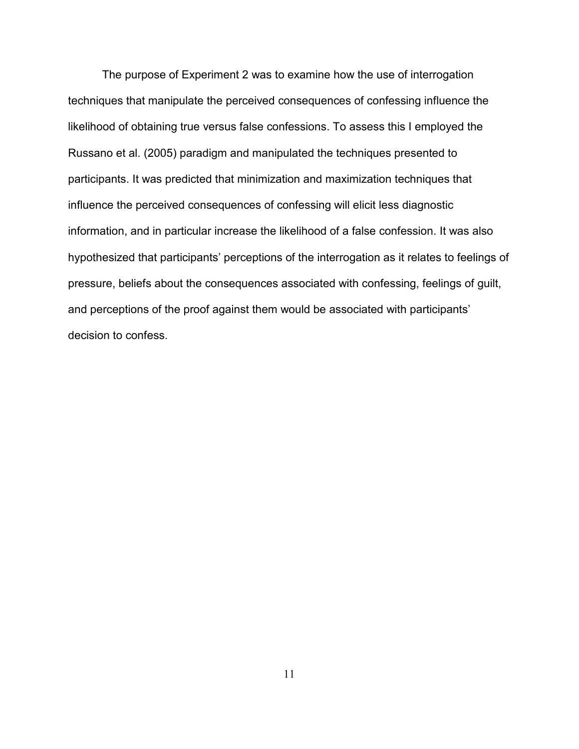The purpose of Experiment 2 was to examine how the use of interrogation techniques that manipulate the perceived consequences of confessing influence the likelihood of obtaining true versus false confessions. To assess this I employed the Russano et al. (2005) paradigm and manipulated the techniques presented to participants. It was predicted that minimization and maximization techniques that influence the perceived consequences of confessing will elicit less diagnostic information, and in particular increase the likelihood of a false confession. It was also hypothesized that participants' perceptions of the interrogation as it relates to feelings of pressure, beliefs about the consequences associated with confessing, feelings of guilt, and perceptions of the proof against them would be associated with participants' decision to confess.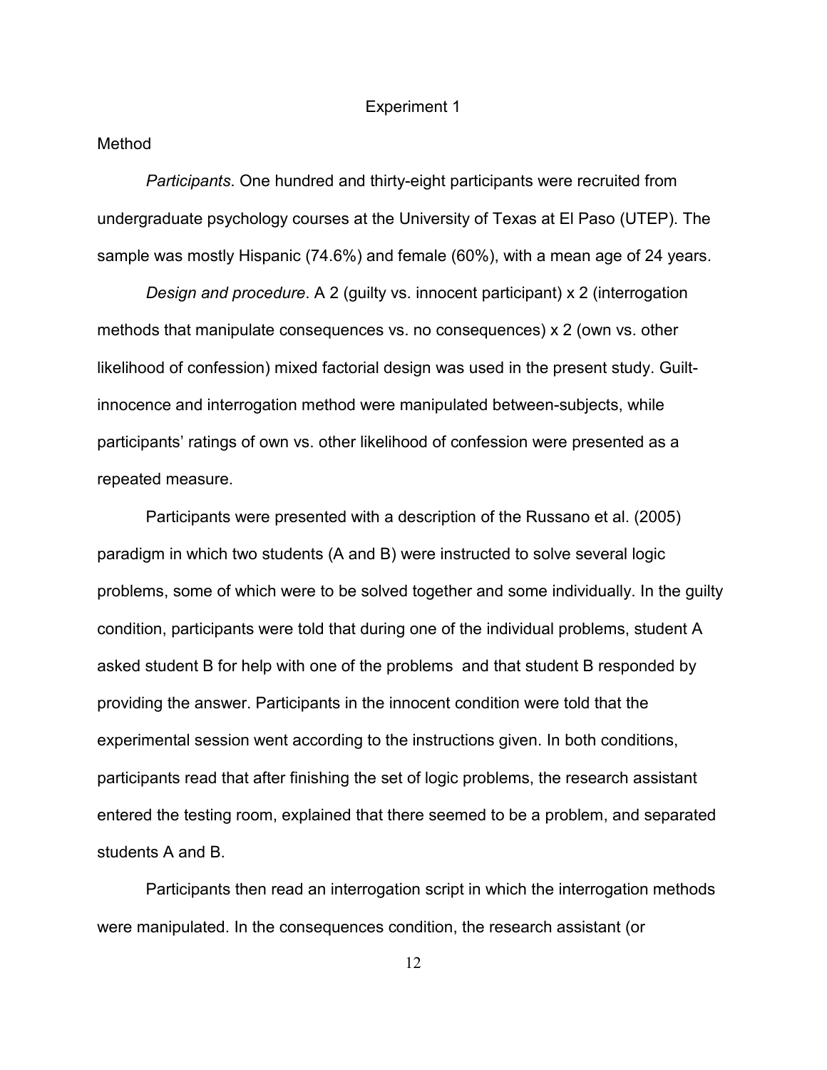## Experiment 1

### Method

*Participants*. One hundred and thirty-eight participants were recruited from undergraduate psychology courses at the University of Texas at El Paso (UTEP). The sample was mostly Hispanic (74.6%) and female (60%), with a mean age of 24 years.

*Design and procedure*. A 2 (guilty vs. innocent participant) x 2 (interrogation methods that manipulate consequences vs. no consequences) x 2 (own vs. other likelihood of confession) mixed factorial design was used in the present study. Guilt-innocence and interrogation method were manipulated between-subjects, while participants' ratings of own vs. other likelihood of confession were presented as a repeated measure.

Participants were presented with a description of the Russano et al. (2005) paradigm in which two students (A and B) were instructed to solve several logic problems, some of which were to be solved together and some individually. In the guilty condition, participants were told that during one of the individual problems, student A asked student B for help with one of the problems and that student B responded by providing the answer. Participants in the innocent condition were told that the experimental session went according to the instructions given. In both conditions, participants read that after finishing the set of logic problems, the research assistant entered the testing room, explained that there seemed to be a problem, and separated students A and B.

Participants then read an interrogation script in which the interrogation methods were manipulated. In the consequences condition, the research assistant (or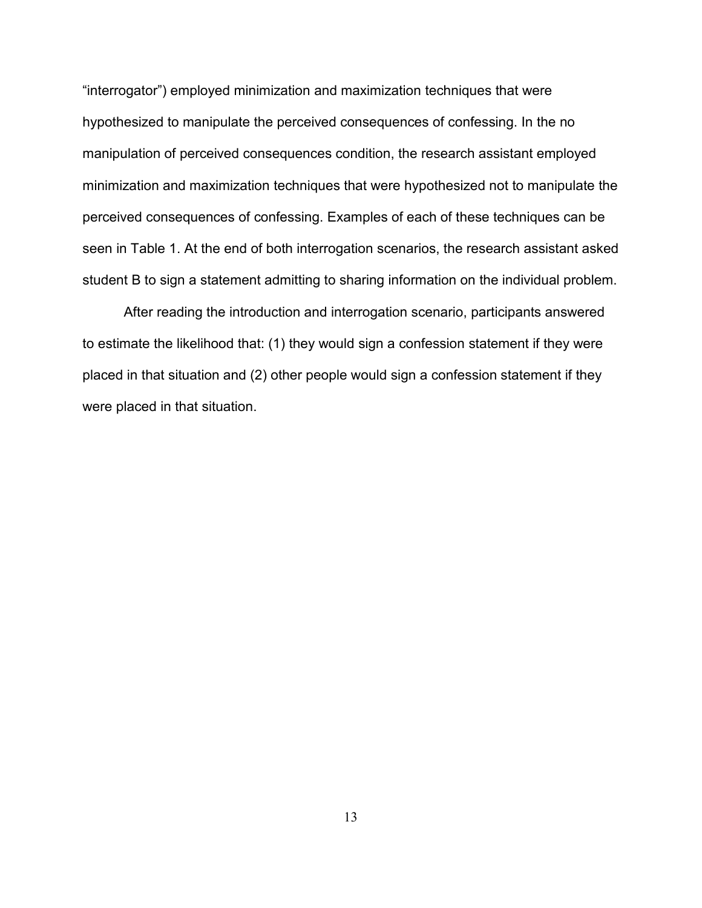"interrogator") employed minimization and maximization techniques that were hypothesized to manipulate the perceived consequences of confessing. In the no manipulation of perceived consequences condition, the research assistant employed minimization and maximization techniques that were hypothesized not to manipulate the perceived consequences of confessing. Examples of each of these techniques can be seen in Table 1. At the end of both interrogation scenarios, the research assistant asked student B to sign a statement admitting to sharing information on the individual problem.

After reading the introduction and interrogation scenario, participants answered to estimate the likelihood that: (1) they would sign a confession statement if they were placed in that situation and (2) other people would sign a confession statement if they were placed in that situation.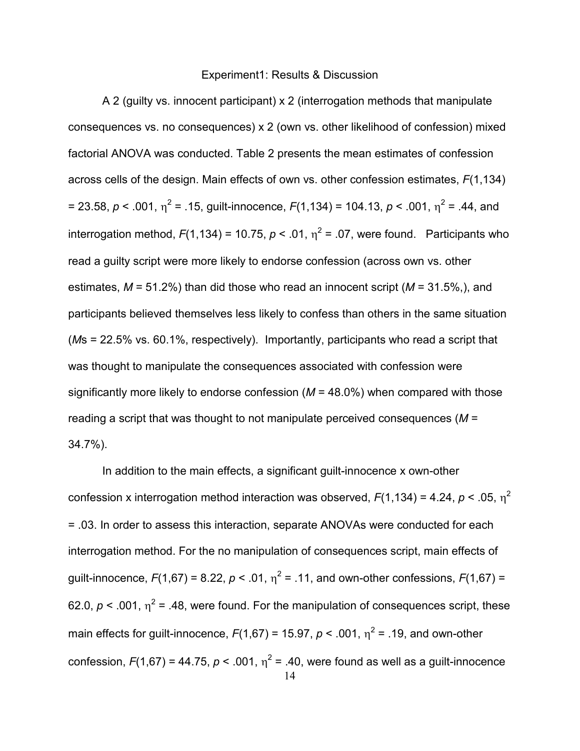## Experiment1: Results & Discussion

A 2 (guilty vs. innocent participant) x 2 (interrogation methods that manipulate consequences vs. no consequences) x 2 (own vs. other likelihood of confession) mixed factorial ANOVA was conducted. Table 2 presents the mean estimates of confession across cells of the design. Main effects of own vs. other confession estimates, $F(1,134) = 23.58$, $p < .001$, $\eta^2 = .15$, guilt-innocence, $F(1,134) = 104.13$, $p < .001$, $\eta^2 = .44$, and interrogation method, $F(1,134) = 10.75$, $p < .01$, $\eta^2 = .07$, were found. Participants who read a guilty script were more likely to endorse confession (across own vs. other estimates, $M = 51.2\%$) than did those who read an innocent script ($M = 31.5\%$,), and participants believed themselves less likely to confess than others in the same situation ($M$s = 22.5% vs. 60.1%, respectively). Importantly, participants who read a script that was thought to manipulate the consequences associated with confession were significantly more likely to endorse confession ($M = 48.0\%$) when compared with those reading a script that was thought to not manipulate perceived consequences ($M = 34.7\%$).

In addition to the main effects, a significant guilt-innocence x own-other confession x interrogation method interaction was observed, $F(1,134) = 4.24$, $p < .05$, $\eta^2 = .03$. In order to assess this interaction, separate ANOVAs were conducted for each interrogation method. For the no manipulation of consequences script, main effects of guilt-innocence, $F(1,67) = 8.22$, $p < .01$, $\eta^2 = .11$, and own-other confessions, $F(1,67) = 62.0$, $p < .001$, $\eta^2 = .48$, were found. For the manipulation of consequences script, these main effects for guilt-innocence, $F(1,67) = 15.97$, $p < .001$, $\eta^2 = .19$, and own-other confession, $F(1,67) = 44.75$, $p < .001$, $\eta^2 = .40$, were found as well as a guilt-innocence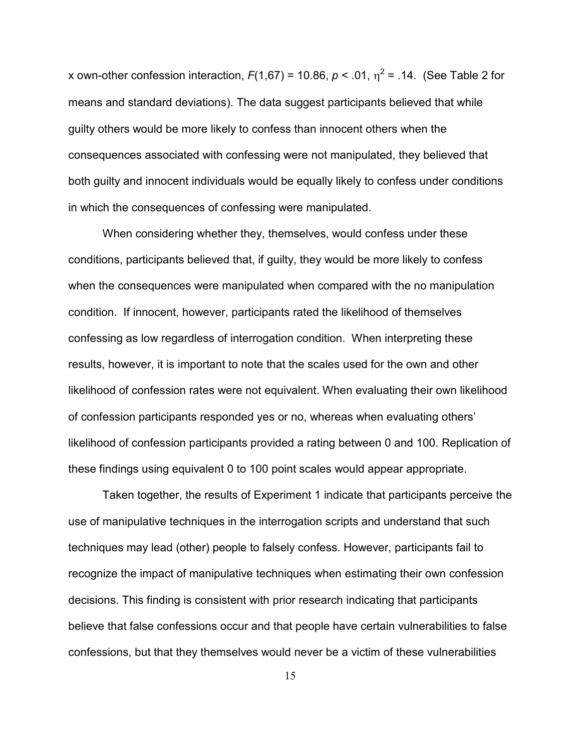x own-other confession interaction, $F(1,67) = 10.86$, $p < .01$, $\eta^2 = .14$. (See Table 2 for means and standard deviations). The data suggest participants believed that while guilty others would be more likely to confess than innocent others when the consequences associated with confessing were not manipulated, they believed that both guilty and innocent individuals would be equally likely to confess under conditions in which the consequences of confessing were manipulated.

When considering whether they, themselves, would confess under these conditions, participants believed that, if guilty, they would be more likely to confess when the consequences were manipulated when compared with the no manipulation condition. If innocent, however, participants rated the likelihood of themselves confessing as low regardless of interrogation condition. When interpreting these results, however, it is important to note that the scales used for the own and other likelihood of confession rates were not equivalent. When evaluating their own likelihood of confession participants responded yes or no, whereas when evaluating others' likelihood of confession participants provided a rating between 0 and 100. Replication of these findings using equivalent 0 to 100 point scales would appear appropriate.

Taken together, the results of Experiment 1 indicate that participants perceive the use of manipulative techniques in the interrogation scripts and understand that such techniques may lead (other) people to falsely confess. However, participants fail to recognize the impact of manipulative techniques when estimating their own confession decisions. This finding is consistent with prior research indicating that participants believe that false confessions occur and that people have certain vulnerabilities to false confessions, but that they themselves would never be a victim of these vulnerabilities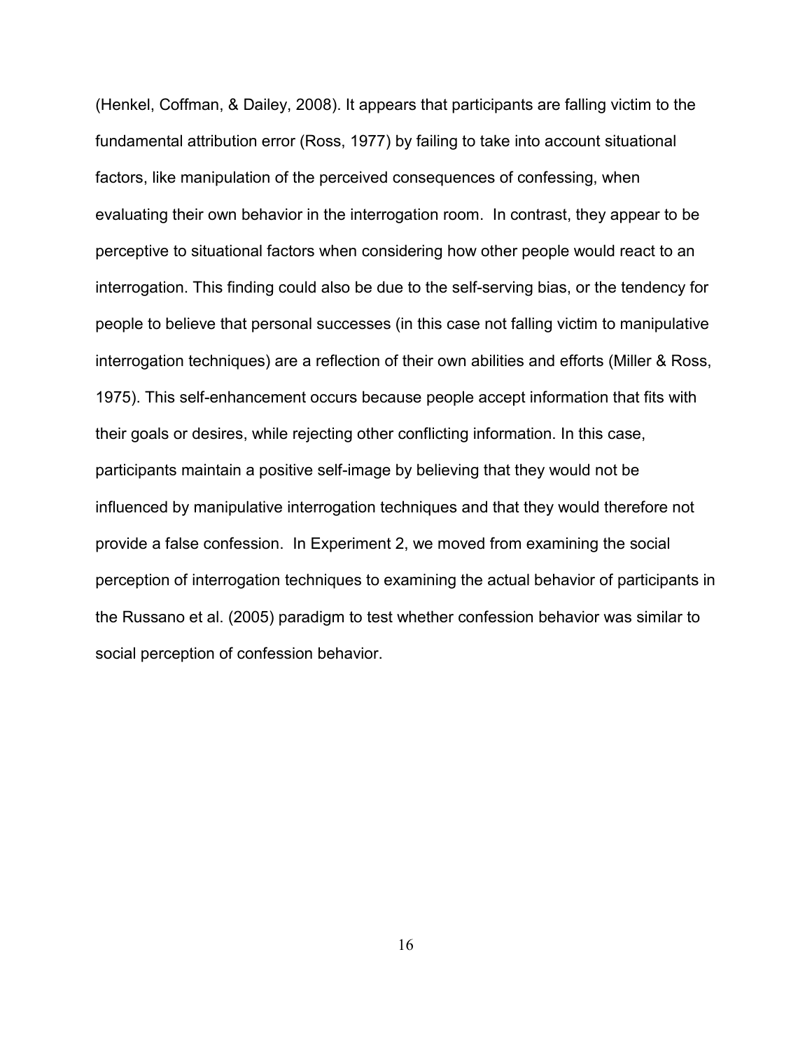(Henkel, Coffman, & Dailey, 2008). It appears that participants are falling victim to the fundamental attribution error (Ross, 1977) by failing to take into account situational factors, like manipulation of the perceived consequences of confessing, when evaluating their own behavior in the interrogation room. In contrast, they appear to be perceptive to situational factors when considering how other people would react to an interrogation. This finding could also be due to the self-serving bias, or the tendency for people to believe that personal successes (in this case not falling victim to manipulative interrogation techniques) are a reflection of their own abilities and efforts (Miller & Ross, 1975). This self-enhancement occurs because people accept information that fits with their goals or desires, while rejecting other conflicting information. In this case, participants maintain a positive self-image by believing that they would not be influenced by manipulative interrogation techniques and that they would therefore not provide a false confession. In Experiment 2, we moved from examining the social perception of interrogation techniques to examining the actual behavior of participants in the Russano et al. (2005) paradigm to test whether confession behavior was similar to social perception of confession behavior.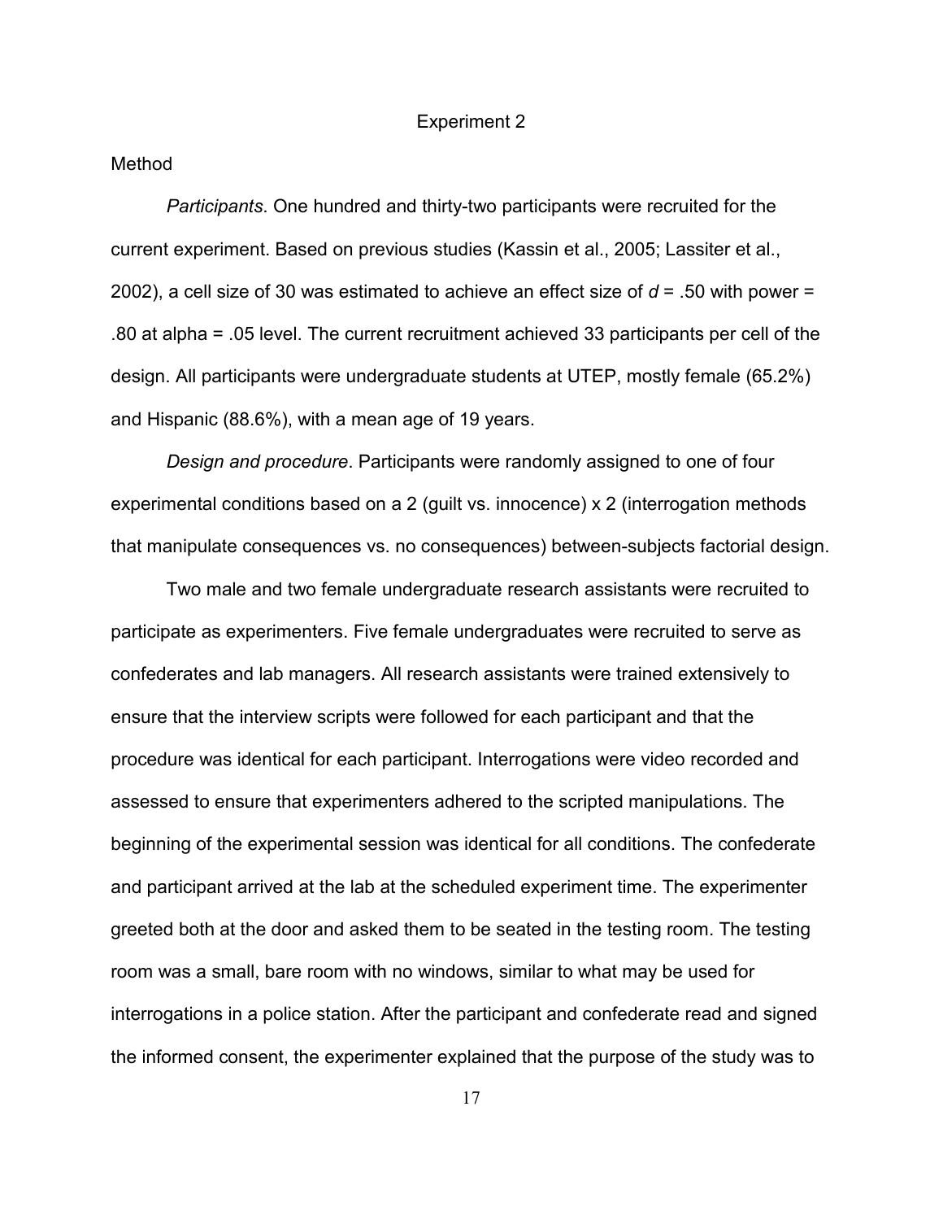## Experiment 2

### Method

*Participants*. One hundred and thirty-two participants were recruited for the current experiment. Based on previous studies (Kassin et al., 2005; Lassiter et al., 2002), a cell size of 30 was estimated to achieve an effect size of $d = .50$ with power = .80 at alpha = .05 level. The current recruitment achieved 33 participants per cell of the design. All participants were undergraduate students at UTEP, mostly female (65.2%) and Hispanic (88.6%), with a mean age of 19 years.

*Design and procedure*. Participants were randomly assigned to one of four experimental conditions based on a 2 (guilt vs. innocence) x 2 (interrogation methods that manipulate consequences vs. no consequences) between-subjects factorial design.

Two male and two female undergraduate research assistants were recruited to participate as experimenters. Five female undergraduates were recruited to serve as confederates and lab managers. All research assistants were trained extensively to ensure that the interview scripts were followed for each participant and that the procedure was identical for each participant. Interrogations were video recorded and assessed to ensure that experimenters adhered to the scripted manipulations. The beginning of the experimental session was identical for all conditions. The confederate and participant arrived at the lab at the scheduled experiment time. The experimenter greeted both at the door and asked them to be seated in the testing room. The testing room was a small, bare room with no windows, similar to what may be used for interrogations in a police station. After the participant and confederate read and signed the informed consent, the experimenter explained that the purpose of the study was to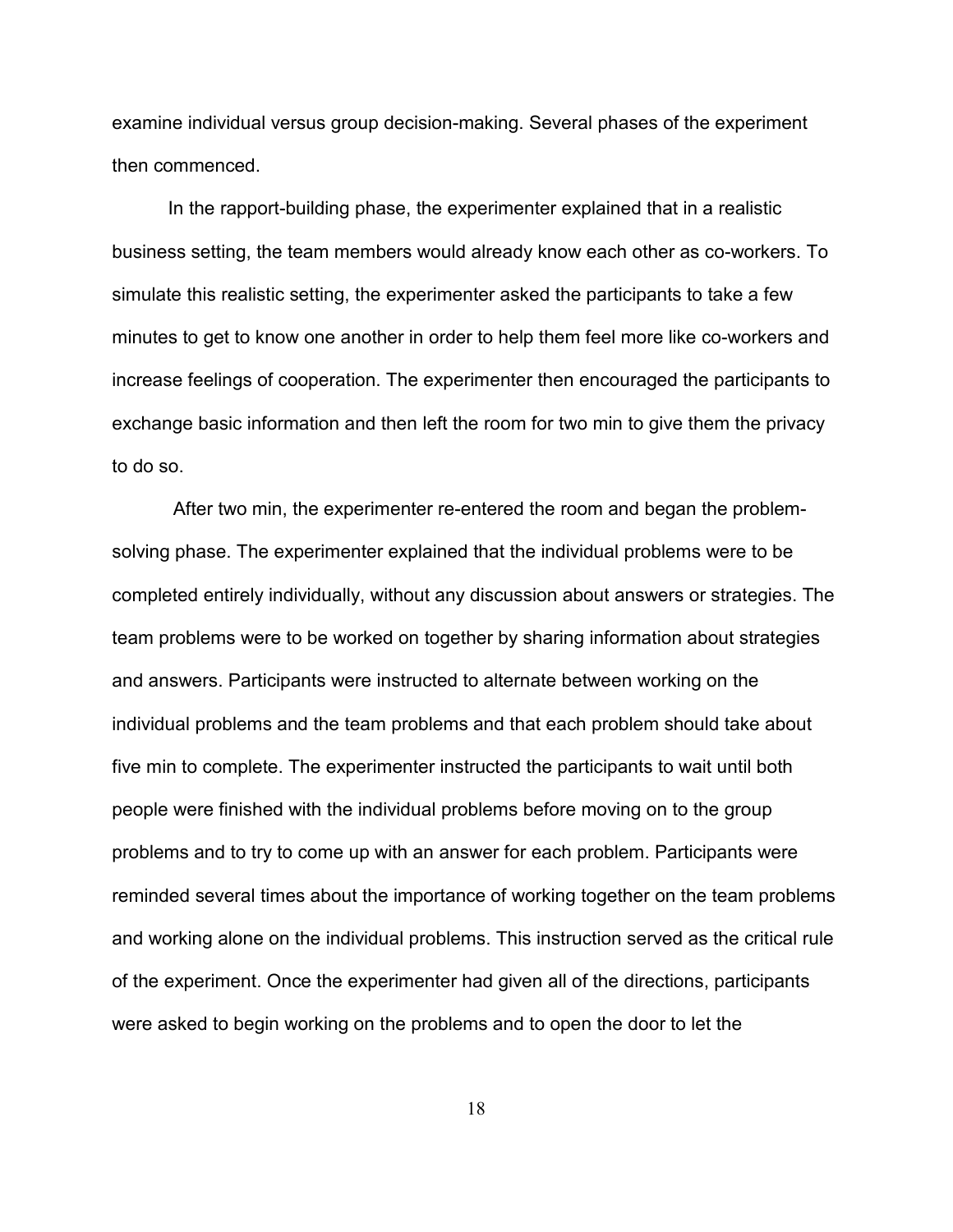examine individual versus group decision-making. Several phases of the experiment then commenced.

In the rapport-building phase, the experimenter explained that in a realistic business setting, the team members would already know each other as co-workers. To simulate this realistic setting, the experimenter asked the participants to take a few minutes to get to know one another in order to help them feel more like co-workers and increase feelings of cooperation. The experimenter then encouraged the participants to exchange basic information and then left the room for two min to give them the privacy to do so.

After two min, the experimenter re-entered the room and began the problem-solving phase. The experimenter explained that the individual problems were to be completed entirely individually, without any discussion about answers or strategies. The team problems were to be worked on together by sharing information about strategies and answers. Participants were instructed to alternate between working on the individual problems and the team problems and that each problem should take about five min to complete. The experimenter instructed the participants to wait until both people were finished with the individual problems before moving on to the group problems and to try to come up with an answer for each problem. Participants were reminded several times about the importance of working together on the team problems and working alone on the individual problems. This instruction served as the critical rule of the experiment. Once the experimenter had given all of the directions, participants were asked to begin working on the problems and to open the door to let the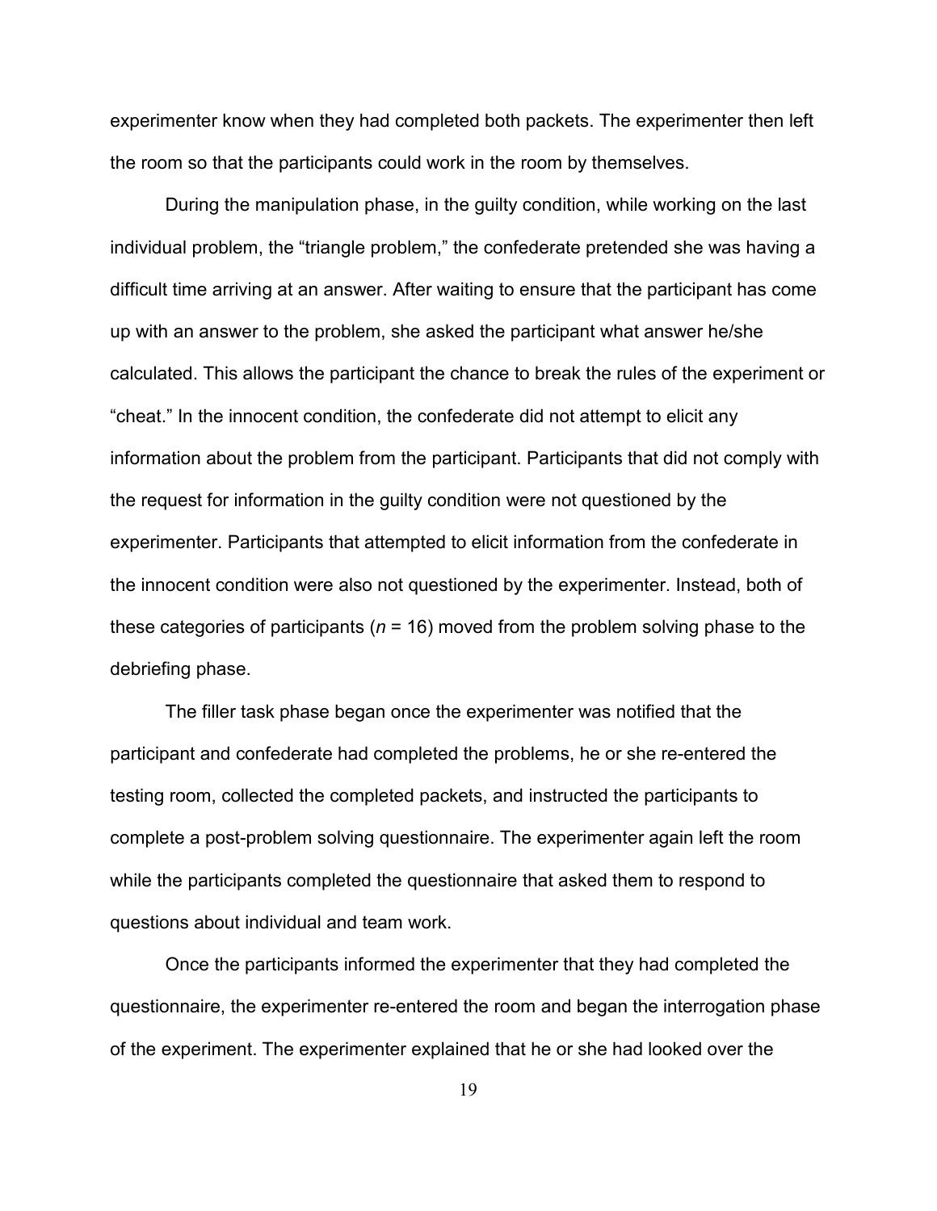experimenter know when they had completed both packets. The experimenter then left the room so that the participants could work in the room by themselves.

During the manipulation phase, in the guilty condition, while working on the last individual problem, the "triangle problem," the confederate pretended she was having a difficult time arriving at an answer. After waiting to ensure that the participant has come up with an answer to the problem, she asked the participant what answer he/she calculated. This allows the participant the chance to break the rules of the experiment or "cheat." In the innocent condition, the confederate did not attempt to elicit any information about the problem from the participant. Participants that did not comply with the request for information in the guilty condition were not questioned by the experimenter. Participants that attempted to elicit information from the confederate in the innocent condition were also not questioned by the experimenter. Instead, both of these categories of participants ($n$ = 16) moved from the problem solving phase to the debriefing phase.

The filler task phase began once the experimenter was notified that the participant and confederate had completed the problems, he or she re-entered the testing room, collected the completed packets, and instructed the participants to complete a post-problem solving questionnaire. The experimenter again left the room while the participants completed the questionnaire that asked them to respond to questions about individual and team work.

Once the participants informed the experimenter that they had completed the questionnaire, the experimenter re-entered the room and began the interrogation phase of the experiment. The experimenter explained that he or she had looked over the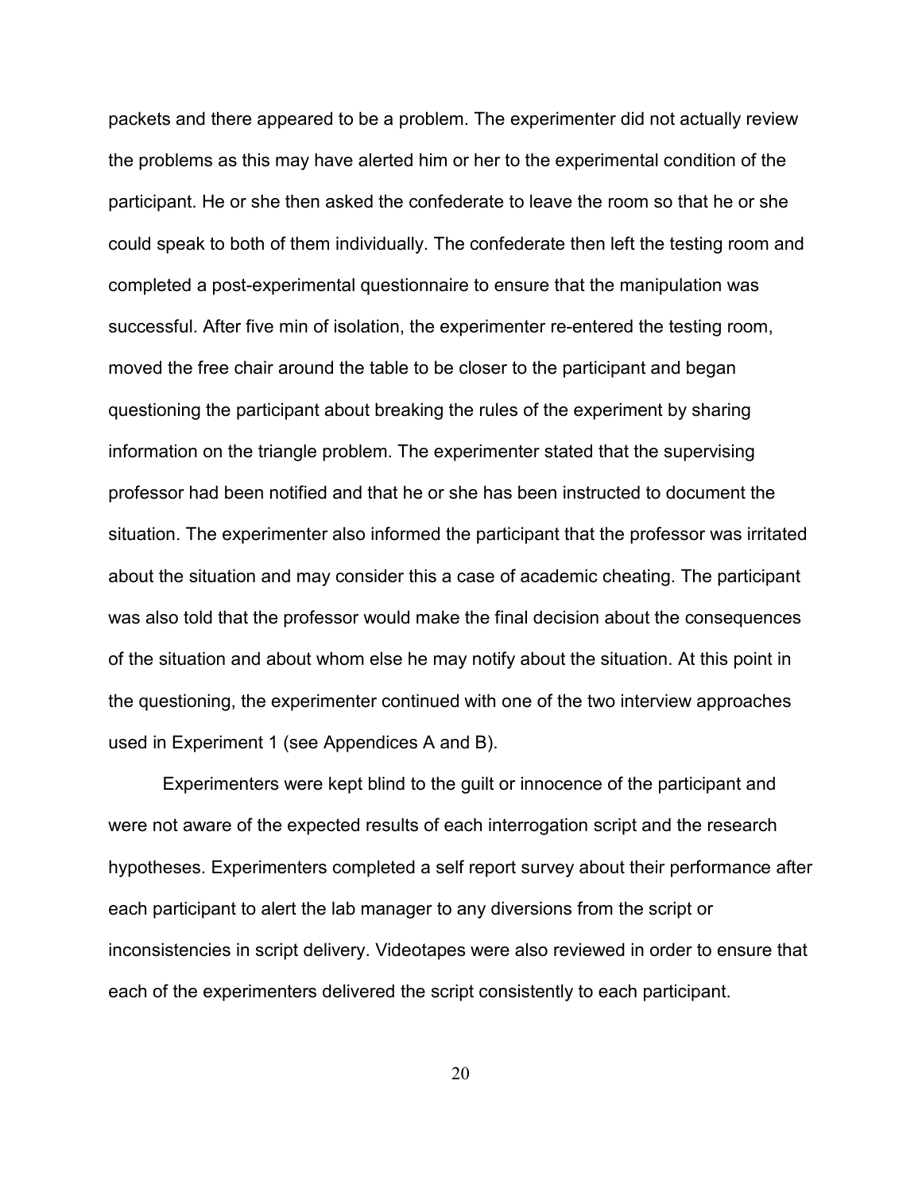packets and there appeared to be a problem. The experimenter did not actually review the problems as this may have alerted him or her to the experimental condition of the participant. He or she then asked the confederate to leave the room so that he or she could speak to both of them individually. The confederate then left the testing room and completed a post-experimental questionnaire to ensure that the manipulation was successful. After five min of isolation, the experimenter re-entered the testing room, moved the free chair around the table to be closer to the participant and began questioning the participant about breaking the rules of the experiment by sharing information on the triangle problem. The experimenter stated that the supervising professor had been notified and that he or she has been instructed to document the situation. The experimenter also informed the participant that the professor was irritated about the situation and may consider this a case of academic cheating. The participant was also told that the professor would make the final decision about the consequences of the situation and about whom else he may notify about the situation. At this point in the questioning, the experimenter continued with one of the two interview approaches used in Experiment 1 (see Appendices A and B).

Experimenters were kept blind to the guilt or innocence of the participant and were not aware of the expected results of each interrogation script and the research hypotheses. Experimenters completed a self report survey about their performance after each participant to alert the lab manager to any diversions from the script or inconsistencies in script delivery. Videotapes were also reviewed in order to ensure that each of the experimenters delivered the script consistently to each participant.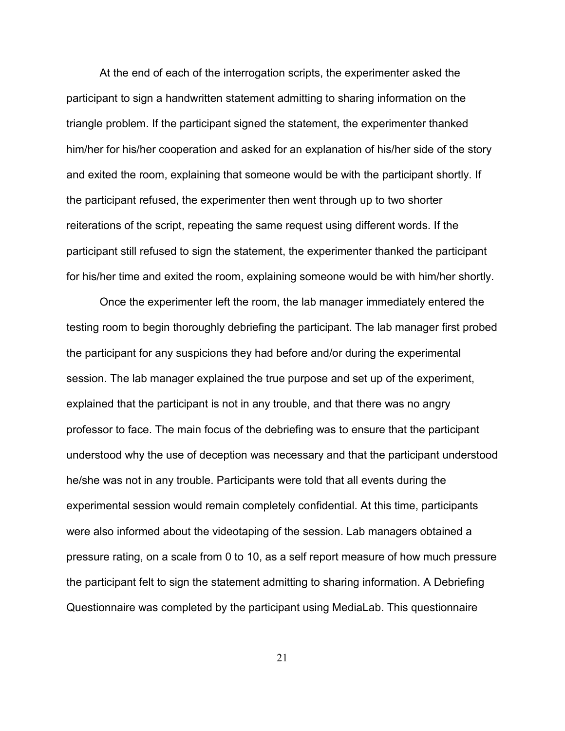At the end of each of the interrogation scripts, the experimenter asked the participant to sign a handwritten statement admitting to sharing information on the triangle problem. If the participant signed the statement, the experimenter thanked him/her for his/her cooperation and asked for an explanation of his/her side of the story and exited the room, explaining that someone would be with the participant shortly. If the participant refused, the experimenter then went through up to two shorter reiterations of the script, repeating the same request using different words. If the participant still refused to sign the statement, the experimenter thanked the participant for his/her time and exited the room, explaining someone would be with him/her shortly.

Once the experimenter left the room, the lab manager immediately entered the testing room to begin thoroughly debriefing the participant. The lab manager first probed the participant for any suspicions they had before and/or during the experimental session. The lab manager explained the true purpose and set up of the experiment, explained that the participant is not in any trouble, and that there was no angry professor to face. The main focus of the debriefing was to ensure that the participant understood why the use of deception was necessary and that the participant understood he/she was not in any trouble. Participants were told that all events during the experimental session would remain completely confidential. At this time, participants were also informed about the videotaping of the session. Lab managers obtained a pressure rating, on a scale from 0 to 10, as a self report measure of how much pressure the participant felt to sign the statement admitting to sharing information. A Debriefing Questionnaire was completed by the participant using MediaLab. This questionnaire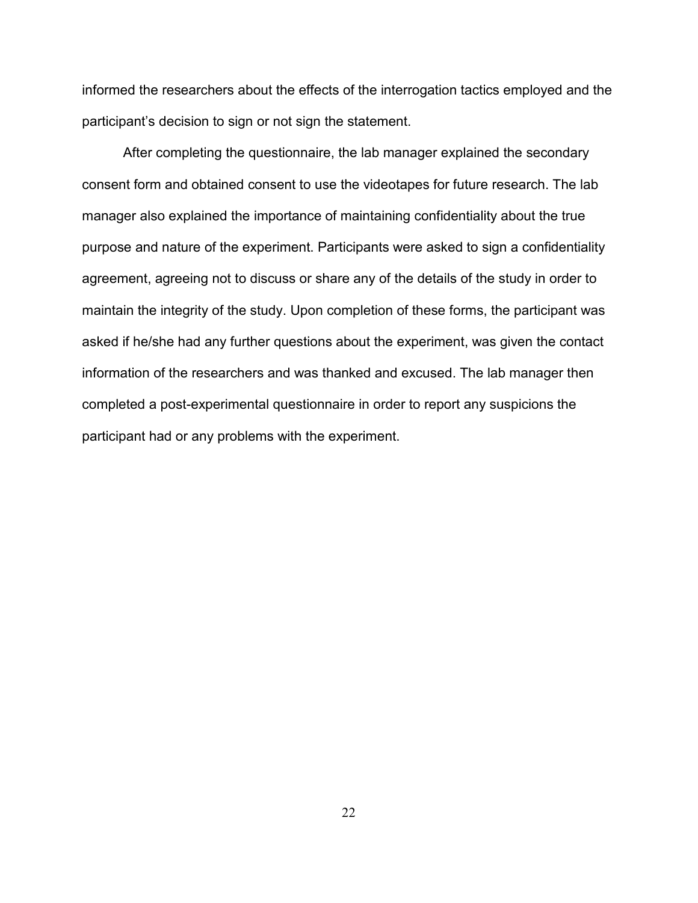informed the researchers about the effects of the interrogation tactics employed and the participant's decision to sign or not sign the statement.

After completing the questionnaire, the lab manager explained the secondary consent form and obtained consent to use the videotapes for future research. The lab manager also explained the importance of maintaining confidentiality about the true purpose and nature of the experiment. Participants were asked to sign a confidentiality agreement, agreeing not to discuss or share any of the details of the study in order to maintain the integrity of the study. Upon completion of these forms, the participant was asked if he/she had any further questions about the experiment, was given the contact information of the researchers and was thanked and excused. The lab manager then completed a post-experimental questionnaire in order to report any suspicions the participant had or any problems with the experiment.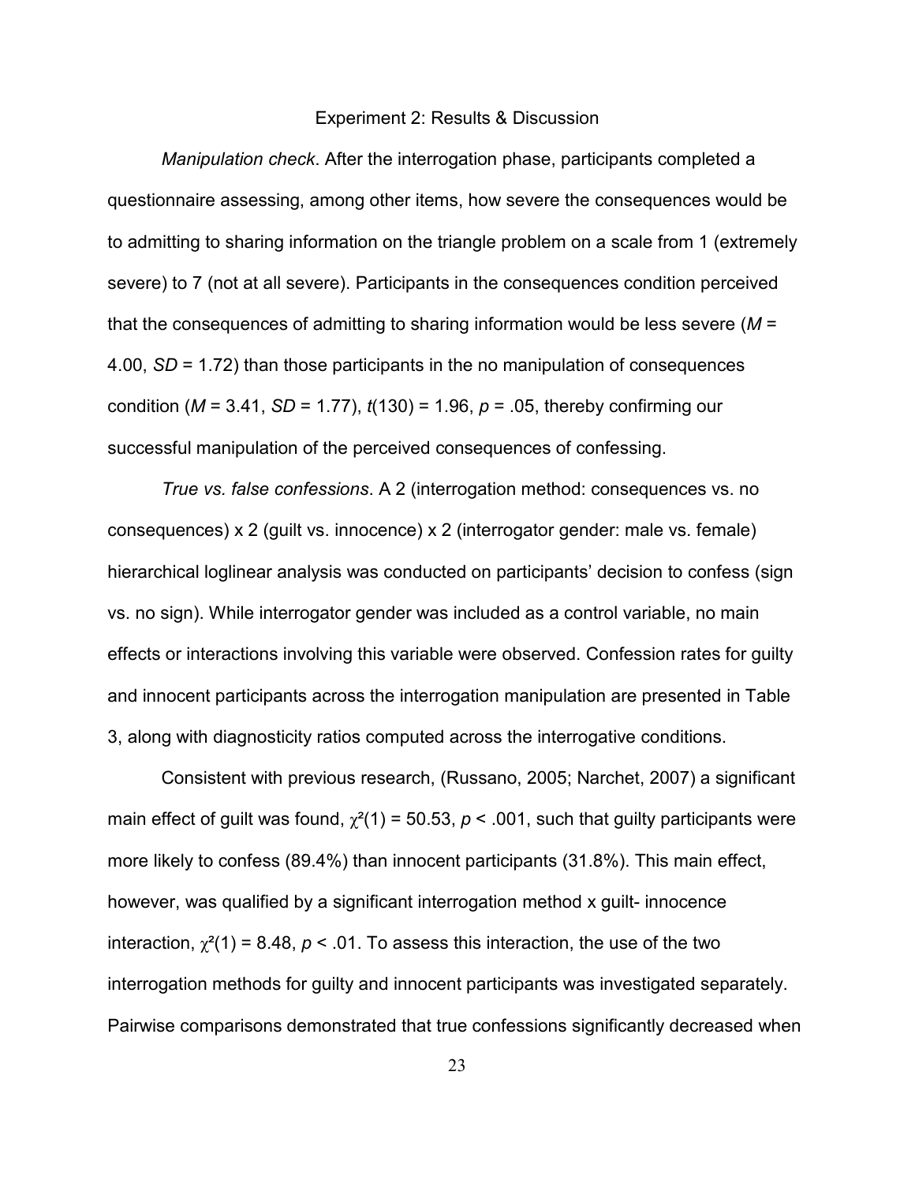## Experiment 2: Results & Discussion

*Manipulation check*. After the interrogation phase, participants completed a questionnaire assessing, among other items, how severe the consequences would be to admitting to sharing information on the triangle problem on a scale from 1 (extremely severe) to 7 (not at all severe). Participants in the consequences condition perceived that the consequences of admitting to sharing information would be less severe ($M$ = 4.00, $SD$ = 1.72) than those participants in the no manipulation of consequences condition ($M$ = 3.41, $SD$ = 1.77), $t(130) = 1.96$, $p = .05$, thereby confirming our successful manipulation of the perceived consequences of confessing.

*True vs. false confessions*. A 2 (interrogation method: consequences vs. no consequences) x 2 (guilt vs. innocence) x 2 (interrogator gender: male vs. female) hierarchical loglinear analysis was conducted on participants' decision to confess (sign vs. no sign). While interrogator gender was included as a control variable, no main effects or interactions involving this variable were observed. Confession rates for guilty and innocent participants across the interrogation manipulation are presented in Table 3, along with diagnosticity ratios computed across the interrogative conditions.

Consistent with previous research, (Russano, 2005; Narchet, 2007) a significant main effect of guilt was found, $\chi^2(1) = 50.53$, $p < .001$, such that guilty participants were more likely to confess (89.4%) than innocent participants (31.8%). This main effect, however, was qualified by a significant interrogation method x guilt- innocence interaction, $\chi^2(1) = 8.48$, $p < .01$. To assess this interaction, the use of the two interrogation methods for guilty and innocent participants was investigated separately. Pairwise comparisons demonstrated that true confessions significantly decreased when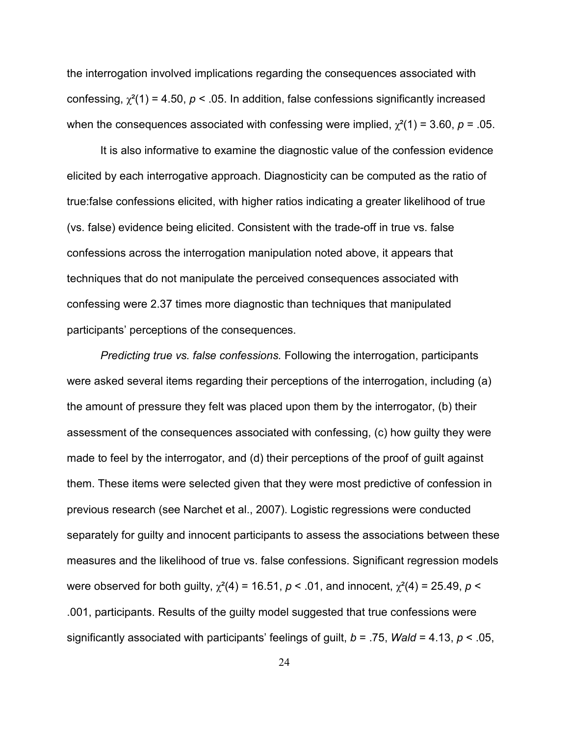the interrogation involved implications regarding the consequences associated with confessing, $\chi^2(1) = 4.50$, $p < .05$. In addition, false confessions significantly increased when the consequences associated with confessing were implied, $\chi^2(1) = 3.60$, $p = .05$.

It is also informative to examine the diagnostic value of the confession evidence elicited by each interrogative approach. Diagnosticity can be computed as the ratio of true:false confessions elicited, with higher ratios indicating a greater likelihood of true (vs. false) evidence being elicited. Consistent with the trade-off in true vs. false confessions across the interrogation manipulation noted above, it appears that techniques that do not manipulate the perceived consequences associated with confessing were 2.37 times more diagnostic than techniques that manipulated participants' perceptions of the consequences.

*Predicting true vs. false confessions.* Following the interrogation, participants were asked several items regarding their perceptions of the interrogation, including (a) the amount of pressure they felt was placed upon them by the interrogator, (b) their assessment of the consequences associated with confessing, (c) how guilty they were made to feel by the interrogator, and (d) their perceptions of the proof of guilt against them. These items were selected given that they were most predictive of confession in previous research (see Narchet et al., 2007). Logistic regressions were conducted separately for guilty and innocent participants to assess the associations between these measures and the likelihood of true vs. false confessions. Significant regression models were observed for both guilty, $\chi^2(4) = 16.51$, $p < .01$, and innocent, $\chi^2(4) = 25.49$, $p < .001$, participants. Results of the guilty model suggested that true confessions were significantly associated with participants' feelings of guilt, $b = .75$, $Wald = 4.13$, $p < .05$,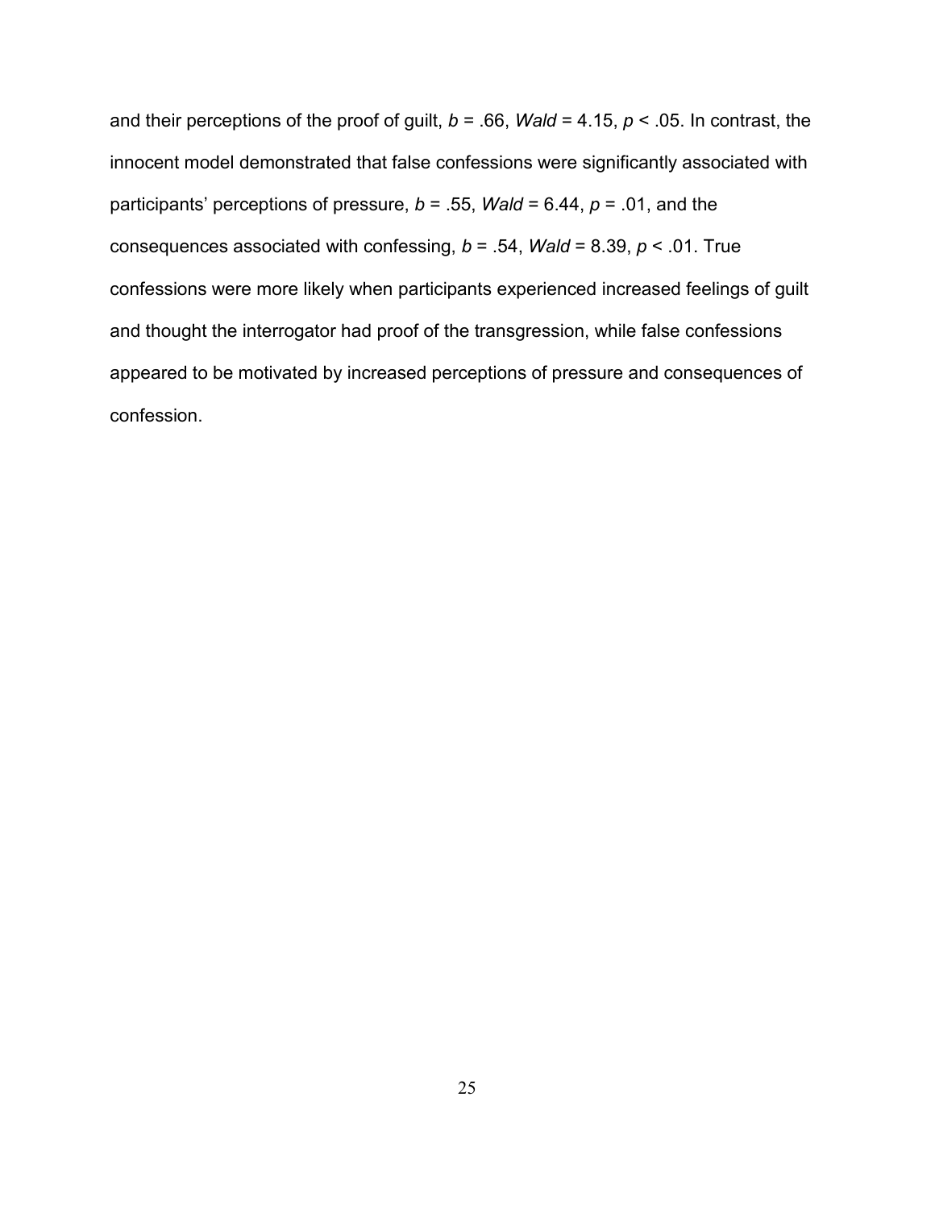and their perceptions of the proof of guilt, $b = .66$, $Wald = 4.15$, $p < .05$. In contrast, the innocent model demonstrated that false confessions were significantly associated with participants' perceptions of pressure, $b = .55$, $Wald = 6.44$, $p = .01$, and the consequences associated with confessing, $b = .54$, $Wald = 8.39$, $p < .01$. True confessions were more likely when participants experienced increased feelings of guilt and thought the interrogator had proof of the transgression, while false confessions appeared to be motivated by increased perceptions of pressure and consequences of confession.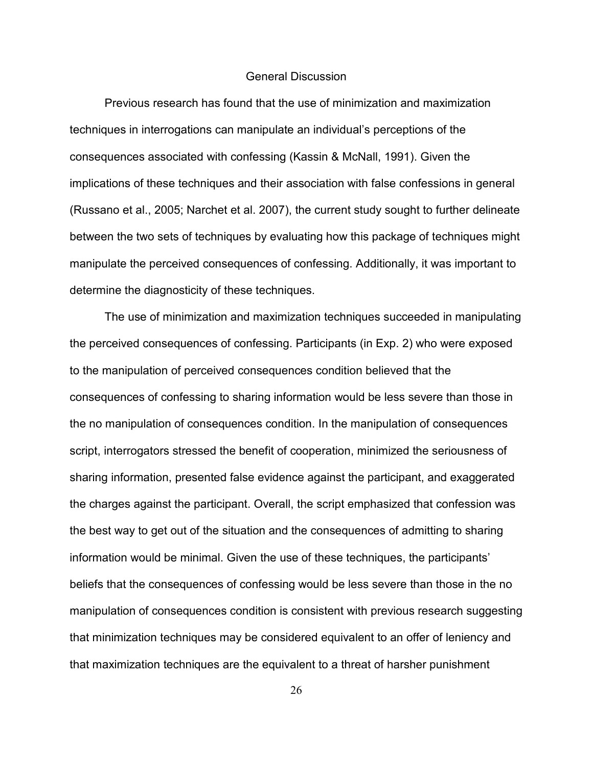## General Discussion

Previous research has found that the use of minimization and maximization techniques in interrogations can manipulate an individual's perceptions of the consequences associated with confessing (Kassin & McNall, 1991). Given the implications of these techniques and their association with false confessions in general (Russano et al., 2005; Narchet et al. 2007), the current study sought to further delineate between the two sets of techniques by evaluating how this package of techniques might manipulate the perceived consequences of confessing. Additionally, it was important to determine the diagnosticity of these techniques.

The use of minimization and maximization techniques succeeded in manipulating the perceived consequences of confessing. Participants (in Exp. 2) who were exposed to the manipulation of perceived consequences condition believed that the consequences of confessing to sharing information would be less severe than those in the no manipulation of consequences condition. In the manipulation of consequences script, interrogators stressed the benefit of cooperation, minimized the seriousness of sharing information, presented false evidence against the participant, and exaggerated the charges against the participant. Overall, the script emphasized that confession was the best way to get out of the situation and the consequences of admitting to sharing information would be minimal. Given the use of these techniques, the participants' beliefs that the consequences of confessing would be less severe than those in the no manipulation of consequences condition is consistent with previous research suggesting that minimization techniques may be considered equivalent to an offer of leniency and that maximization techniques are the equivalent to a threat of harsher punishment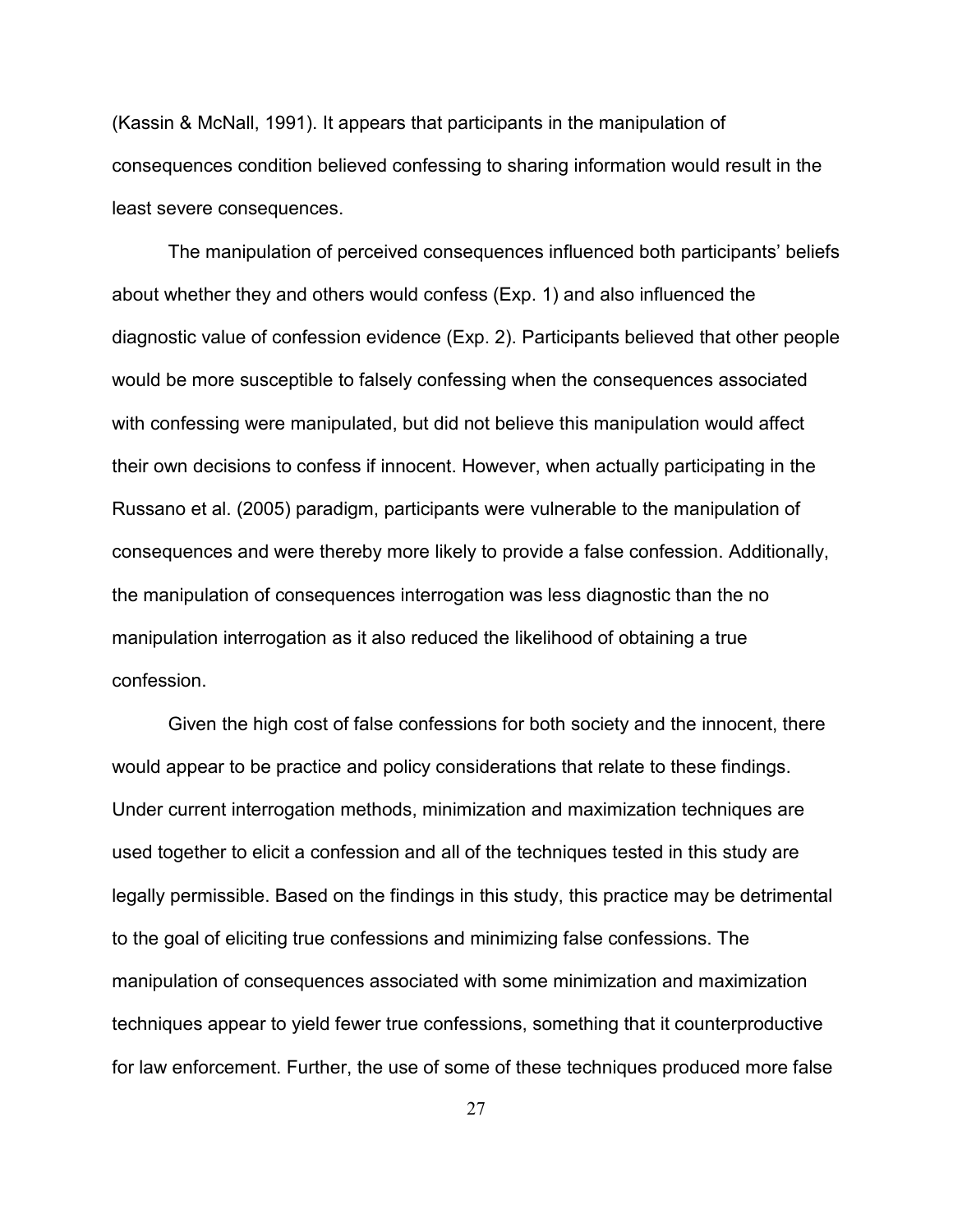(Kassin & McNall, 1991). It appears that participants in the manipulation of consequences condition believed confessing to sharing information would result in the least severe consequences.

The manipulation of perceived consequences influenced both participants' beliefs about whether they and others would confess (Exp. 1) and also influenced the diagnostic value of confession evidence (Exp. 2). Participants believed that other people would be more susceptible to falsely confessing when the consequences associated with confessing were manipulated, but did not believe this manipulation would affect their own decisions to confess if innocent. However, when actually participating in the Russano et al. (2005) paradigm, participants were vulnerable to the manipulation of consequences and were thereby more likely to provide a false confession. Additionally, the manipulation of consequences interrogation was less diagnostic than the no manipulation interrogation as it also reduced the likelihood of obtaining a true confession.

Given the high cost of false confessions for both society and the innocent, there would appear to be practice and policy considerations that relate to these findings. Under current interrogation methods, minimization and maximization techniques are used together to elicit a confession and all of the techniques tested in this study are legally permissible. Based on the findings in this study, this practice may be detrimental to the goal of eliciting true confessions and minimizing false confessions. The manipulation of consequences associated with some minimization and maximization techniques appear to yield fewer true confessions, something that it counterproductive for law enforcement. Further, the use of some of these techniques produced more false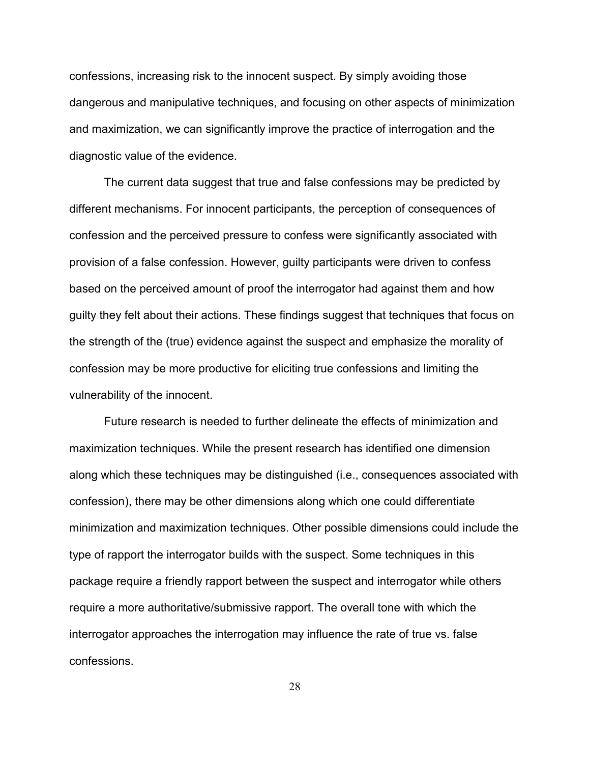confessions, increasing risk to the innocent suspect. By simply avoiding those dangerous and manipulative techniques, and focusing on other aspects of minimization and maximization, we can significantly improve the practice of interrogation and the diagnostic value of the evidence.

The current data suggest that true and false confessions may be predicted by different mechanisms. For innocent participants, the perception of consequences of confession and the perceived pressure to confess were significantly associated with provision of a false confession. However, guilty participants were driven to confess based on the perceived amount of proof the interrogator had against them and how guilty they felt about their actions. These findings suggest that techniques that focus on the strength of the (true) evidence against the suspect and emphasize the morality of confession may be more productive for eliciting true confessions and limiting the vulnerability of the innocent.

Future research is needed to further delineate the effects of minimization and maximization techniques. While the present research has identified one dimension along which these techniques may be distinguished (i.e., consequences associated with confession), there may be other dimensions along which one could differentiate minimization and maximization techniques. Other possible dimensions could include the type of rapport the interrogator builds with the suspect. Some techniques in this package require a friendly rapport between the suspect and interrogator while others require a more authoritative/submissive rapport. The overall tone with which the interrogator approaches the interrogation may influence the rate of true vs. false confessions.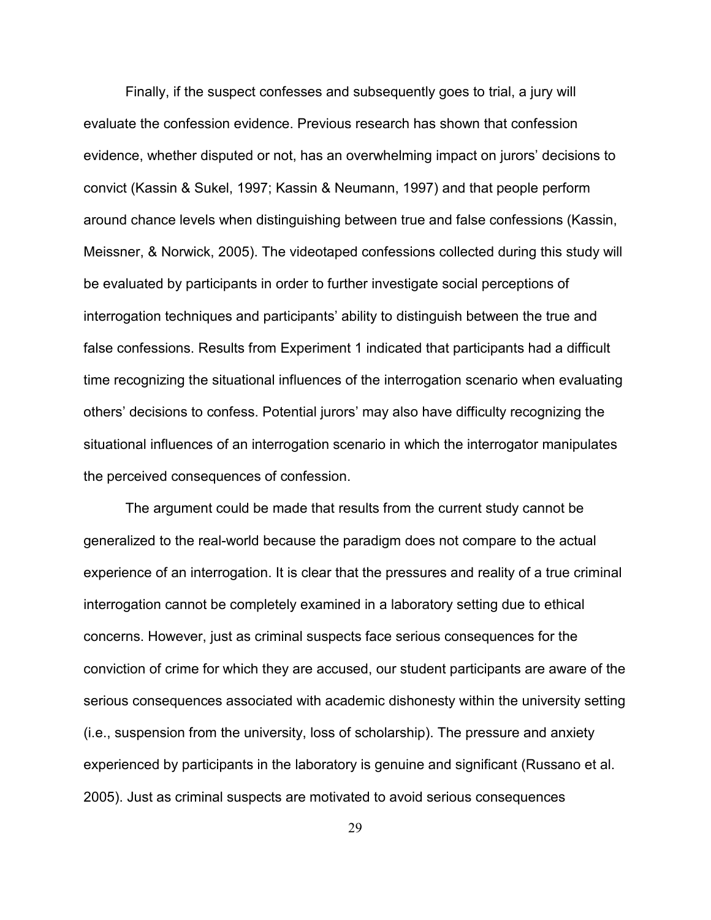Finally, if the suspect confesses and subsequently goes to trial, a jury will evaluate the confession evidence. Previous research has shown that confession evidence, whether disputed or not, has an overwhelming impact on jurors' decisions to convict (Kassin & Sukel, 1997; Kassin & Neumann, 1997) and that people perform around chance levels when distinguishing between true and false confessions (Kassin, Meissner, & Norwick, 2005). The videotaped confessions collected during this study will be evaluated by participants in order to further investigate social perceptions of interrogation techniques and participants' ability to distinguish between the true and false confessions. Results from Experiment 1 indicated that participants had a difficult time recognizing the situational influences of the interrogation scenario when evaluating others' decisions to confess. Potential jurors' may also have difficulty recognizing the situational influences of an interrogation scenario in which the interrogator manipulates the perceived consequences of confession.

The argument could be made that results from the current study cannot be generalized to the real-world because the paradigm does not compare to the actual experience of an interrogation. It is clear that the pressures and reality of a true criminal interrogation cannot be completely examined in a laboratory setting due to ethical concerns. However, just as criminal suspects face serious consequences for the conviction of crime for which they are accused, our student participants are aware of the serious consequences associated with academic dishonesty within the university setting (i.e., suspension from the university, loss of scholarship). The pressure and anxiety experienced by participants in the laboratory is genuine and significant (Russano et al. 2005). Just as criminal suspects are motivated to avoid serious consequences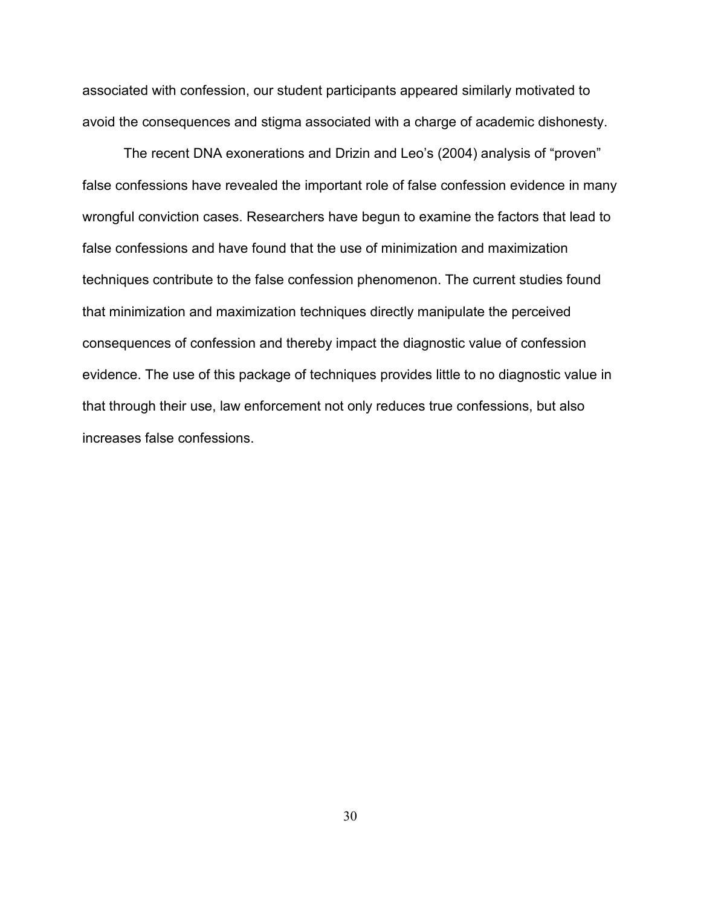associated with confession, our student participants appeared similarly motivated to avoid the consequences and stigma associated with a charge of academic dishonesty.

The recent DNA exonerations and Drizin and Leo's (2004) analysis of "proven" false confessions have revealed the important role of false confession evidence in many wrongful conviction cases. Researchers have begun to examine the factors that lead to false confessions and have found that the use of minimization and maximization techniques contribute to the false confession phenomenon. The current studies found that minimization and maximization techniques directly manipulate the perceived consequences of confession and thereby impact the diagnostic value of confession evidence. The use of this package of techniques provides little to no diagnostic value in that through their use, law enforcement not only reduces true confessions, but also increases false confessions.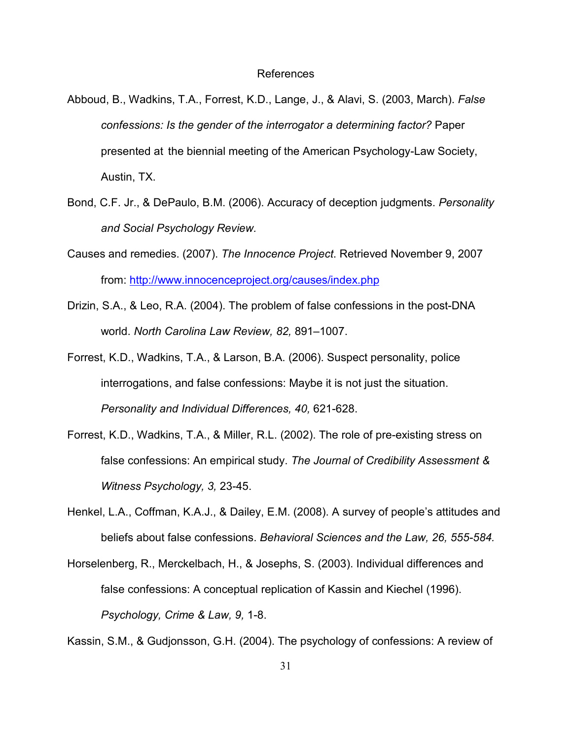# References

Abboud, B., Wadkins, T.A., Forrest, K.D., Lange, J., & Alavi, S. (2003, March). *False confessions: Is the gender of the interrogator a determining factor?* Paper presented at the biennial meeting of the American Psychology-Law Society, Austin, TX.

Bond, C.F. Jr., & DePaulo, B.M. (2006). Accuracy of deception judgments. *Personality and Social Psychology Review.*

Causes and remedies. (2007). *The Innocence Project*. Retrieved November 9, 2007 from: http://www.innocenceproject.org/causes/index.php

Drizin, S.A., & Leo, R.A. (2004). The problem of false confessions in the post-DNA world. *North Carolina Law Review, 82,* 891–1007.

Forrest, K.D., Wadkins, T.A., & Larson, B.A. (2006). Suspect personality, police interrogations, and false confessions: Maybe it is not just the situation. *Personality and Individual Differences, 40,* 621-628.

Forrest, K.D., Wadkins, T.A., & Miller, R.L. (2002). The role of pre-existing stress on false confessions: An empirical study. *The Journal of Credibility Assessment & Witness Psychology, 3,* 23-45.

Henkel, L.A., Coffman, K.A.J., & Dailey, E.M. (2008). A survey of people's attitudes and beliefs about false confessions. *Behavioral Sciences and the Law, 26, 555-584.*

Horselenberg, R., Merckelbach, H., & Josephs, S. (2003). Individual differences and false confessions: A conceptual replication of Kassin and Kiechel (1996). *Psychology, Crime & Law, 9,* 1-8.

Kassin, S.M., & Gudjonsson, G.H. (2004). The psychology of confessions: A review of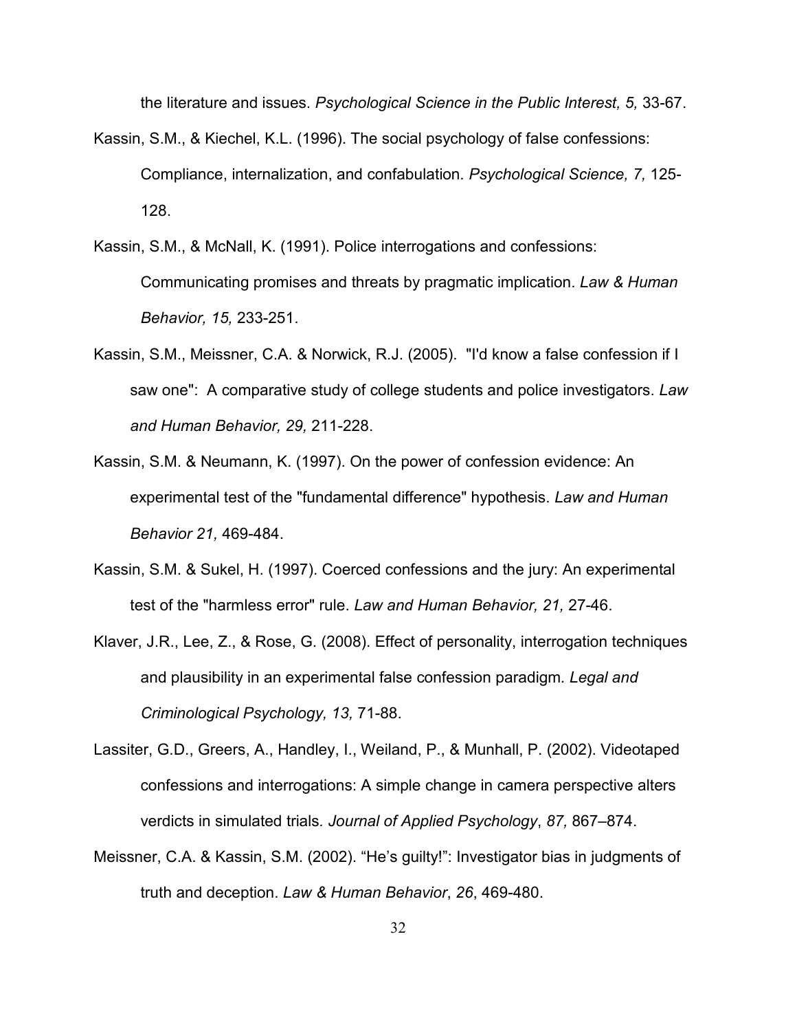the literature and issues. *Psychological Science in the Public Interest, 5,* 33-67.

Kassin, S.M., & Kiechel, K.L. (1996). The social psychology of false confessions: Compliance, internalization, and confabulation. *Psychological Science, 7,* 125-128.

Kassin, S.M., & McNall, K. (1991). Police interrogations and confessions: Communicating promises and threats by pragmatic implication. *Law & Human Behavior, 15,* 233-251.

Kassin, S.M., Meissner, C.A. & Norwick, R.J. (2005). "I'd know a false confession if I saw one": A comparative study of college students and police investigators. *Law and Human Behavior, 29,* 211-228.

Kassin, S.M. & Neumann, K. (1997). On the power of confession evidence: An experimental test of the "fundamental difference" hypothesis. *Law and Human Behavior 21,* 469-484.

Kassin, S.M. & Sukel, H. (1997). Coerced confessions and the jury: An experimental test of the "harmless error" rule. *Law and Human Behavior, 21,* 27-46.

Klaver, J.R., Lee, Z., & Rose, G. (2008). Effect of personality, interrogation techniques and plausibility in an experimental false confession paradigm. *Legal and Criminological Psychology, 13,* 71-88.

Lassiter, G.D., Greers, A., Handley, I., Weiland, P., & Munhall, P. (2002). Videotaped confessions and interrogations: A simple change in camera perspective alters verdicts in simulated trials. *Journal of Applied Psychology*, *87,* 867–874.

Meissner, C.A. & Kassin, S.M. (2002). "He's guilty!": Investigator bias in judgments of truth and deception. *Law & Human Behavior*, *26*, 469-480.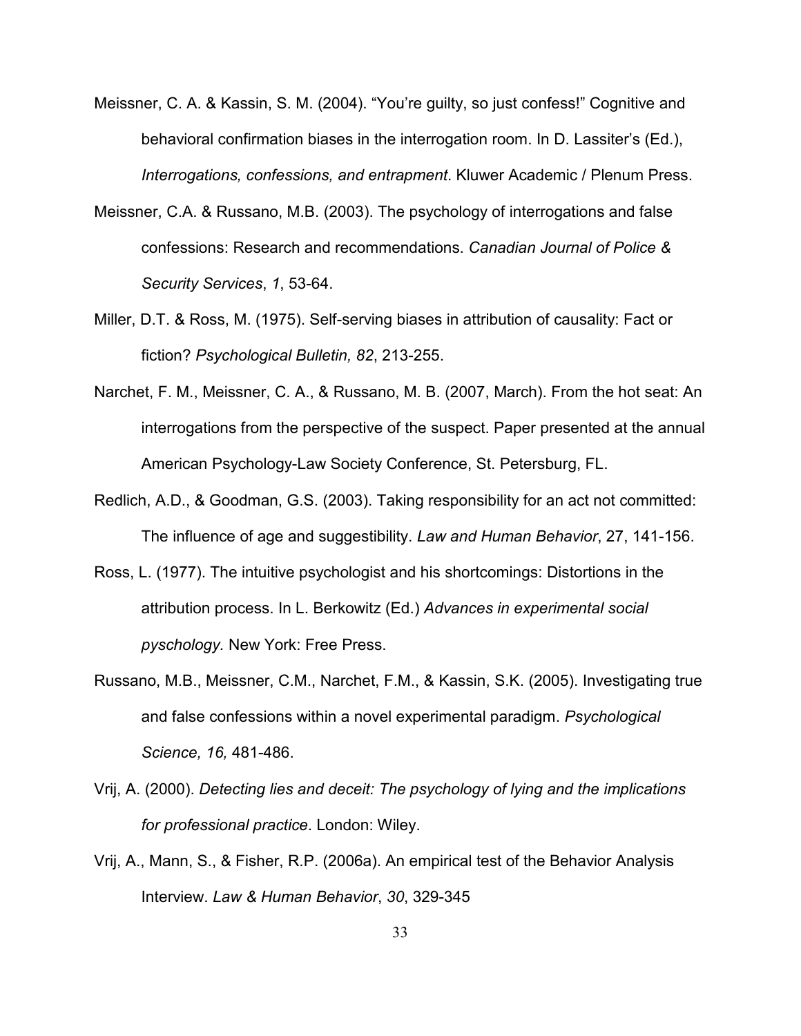Meissner, C. A. & Kassin, S. M. (2004). “You’re guilty, so just confess!” Cognitive and behavioral confirmation biases in the interrogation room. In D. Lassiter’s (Ed.), *Interrogations, confessions, and entrapment*. Kluwer Academic / Plenum Press.

Meissner, C.A. & Russano, M.B. (2003). The psychology of interrogations and false confessions: Research and recommendations. *Canadian Journal of Police & Security Services*, *1*, 53-64.

Miller, D.T. & Ross, M. (1975). Self-serving biases in attribution of causality: Fact or fiction? *Psychological Bulletin, 82*, 213-255.

Narchet, F. M., Meissner, C. A., & Russano, M. B. (2007, March). From the hot seat: An interrogations from the perspective of the suspect. Paper presented at the annual American Psychology-Law Society Conference, St. Petersburg, FL.

Redlich, A.D., & Goodman, G.S. (2003). Taking responsibility for an act not committed: The influence of age and suggestibility. *Law and Human Behavior*, 27, 141-156.

Ross, L. (1977). The intuitive psychologist and his shortcomings: Distortions in the attribution process. In L. Berkowitz (Ed.) *Advances in experimental social pyschology.* New York: Free Press.

Russano, M.B., Meissner, C.M., Narchet, F.M., & Kassin, S.K. (2005). Investigating true and false confessions within a novel experimental paradigm. *Psychological Science, 16,* 481-486.

Vrij, A. (2000). *Detecting lies and deceit: The psychology of lying and the implications for professional practice*. London: Wiley.

Vrij, A., Mann, S., & Fisher, R.P. (2006a). An empirical test of the Behavior Analysis Interview. *Law & Human Behavior*, *30*, 329-345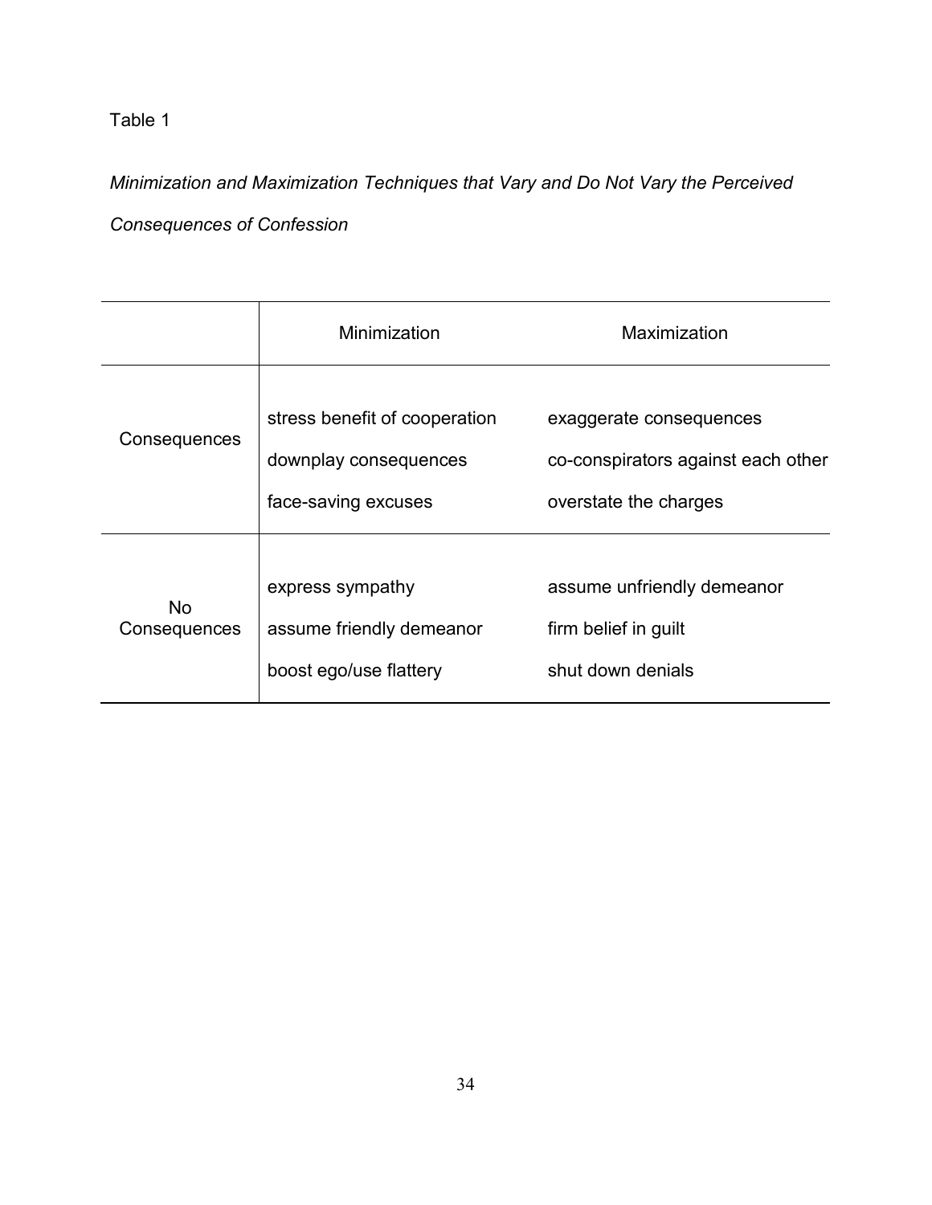Table 1

*Minimization and Maximization Techniques that Vary and Do Not Vary the Perceived Consequences of Confession*

| | Minimization | Maximization |
|---|---|---|
| Consequences | stress benefit of cooperation<br>downplay consequences<br>face-saving excuses | exaggerate consequences<br>co-conspirators against each other<br>overstate the charges |
| No Consequences | express sympathy<br>assume friendly demeanor<br>boost ego/use flattery | assume unfriendly demeanor<br>firm belief in guilt<br>shut down denials |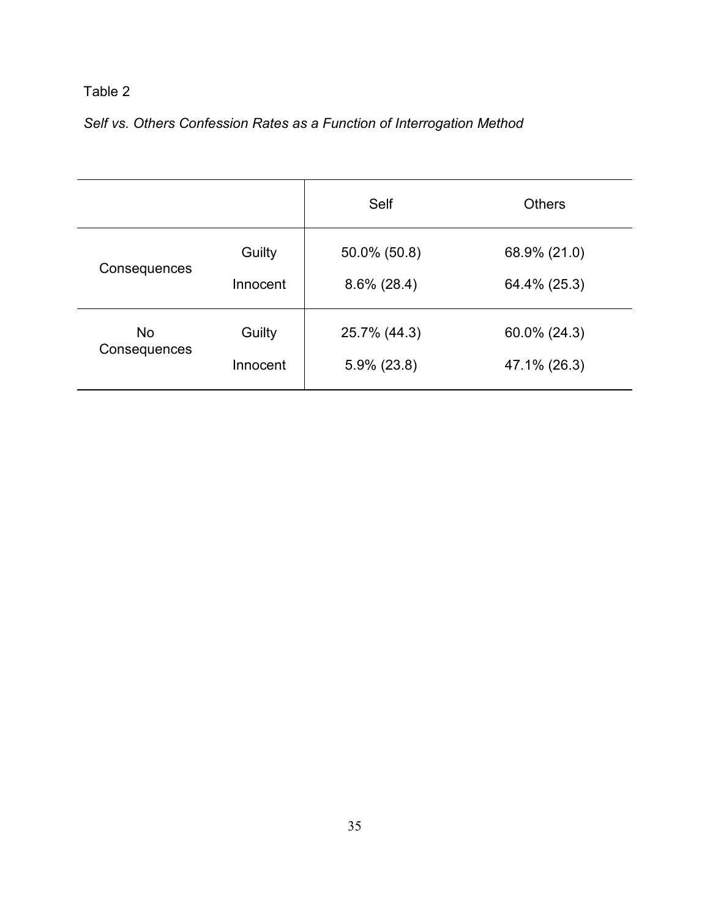Table 2

*Self vs. Others Confession Rates as a Function of Interrogation Method*

| | | Self | Others |
|---|---|---|---|
| Consequences | Guilty | 50.0% (50.8) | 68.9% (21.0) |
| | Innocent | 8.6% (28.4) | 64.4% (25.3) |
| No Consequences | Guilty | 25.7% (44.3) | 60.0% (24.3) |
| | Innocent | 5.9% (23.8) | 47.1% (26.3) |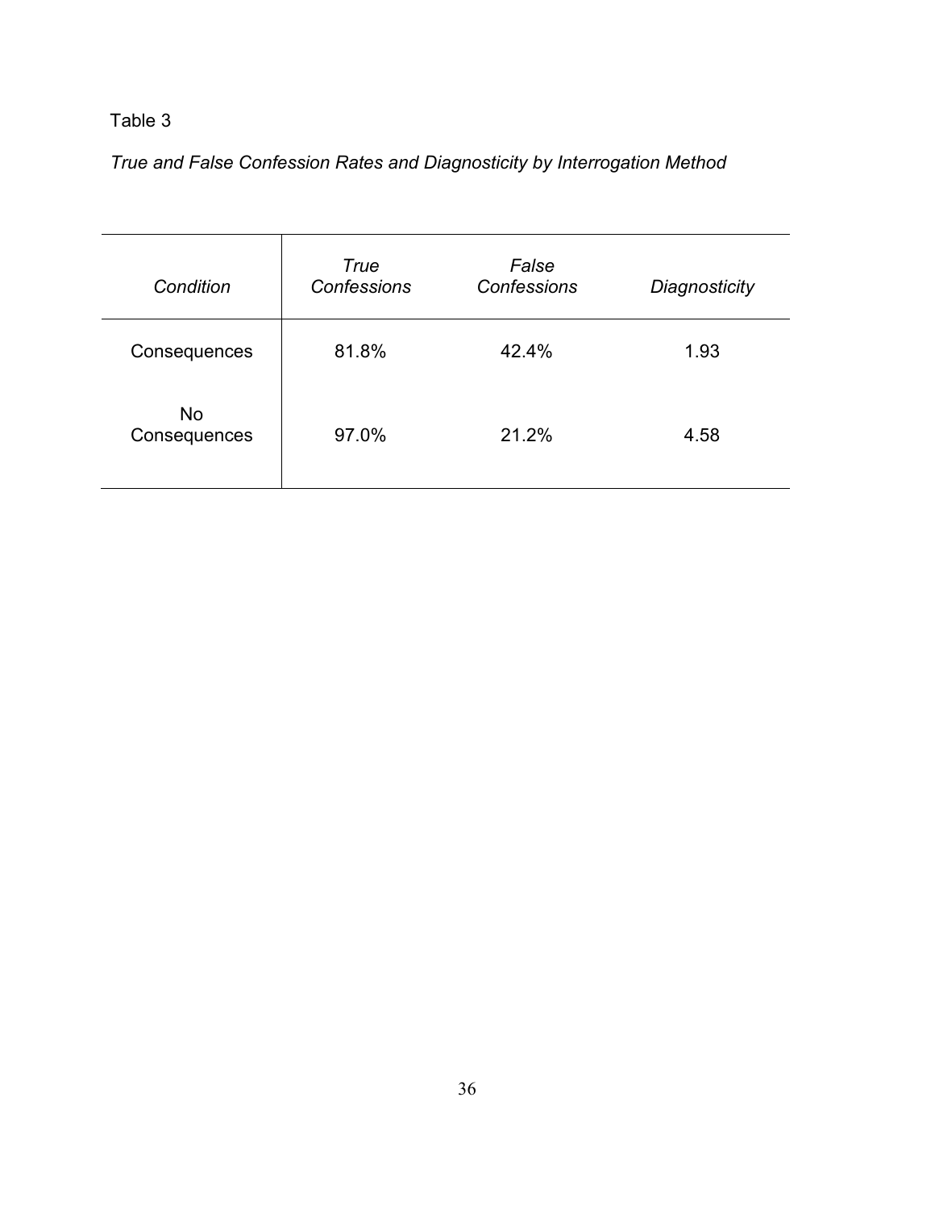Table 3

*True and False Confession Rates and Diagnosticity by Interrogation Method*

| *Condition* | *True Confessions* | *False Confessions* | *Diagnosticity* |
|---|---|---|---|
| Consequences | 81.8% | 42.4% | 1.93 |
| No Consequences | 97.0% | 21.2% | 4.58 |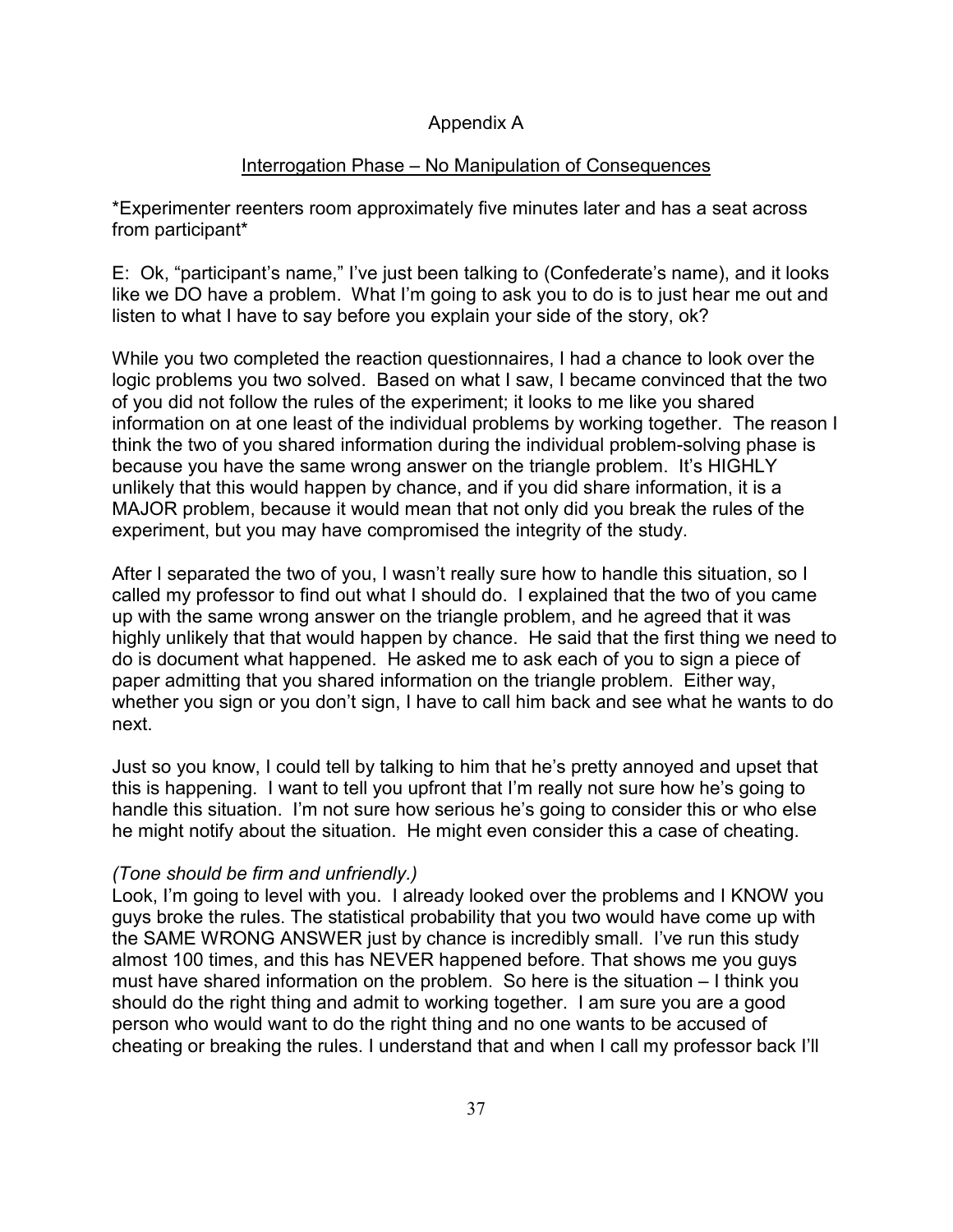# Appendix A

## Interrogation Phase – No Manipulation of Consequences

*Experimenter reenters room approximately five minutes later and has a seat across from participant*

E: Ok, "participant's name," I've just been talking to (Confederate's name), and it looks like we DO have a problem. What I'm going to ask you to do is to just hear me out and listen to what I have to say before you explain your side of the story, ok?

While you two completed the reaction questionnaires, I had a chance to look over the logic problems you two solved. Based on what I saw, I became convinced that the two of you did not follow the rules of the experiment; it looks to me like you shared information on at one least of the individual problems by working together. The reason I think the two of you shared information during the individual problem-solving phase is because you have the same wrong answer on the triangle problem. It's HIGHLY unlikely that this would happen by chance, and if you did share information, it is a MAJOR problem, because it would mean that not only did you break the rules of the experiment, but you may have compromised the integrity of the study.

After I separated the two of you, I wasn't really sure how to handle this situation, so I called my professor to find out what I should do. I explained that the two of you came up with the same wrong answer on the triangle problem, and he agreed that it was highly unlikely that that would happen by chance. He said that the first thing we need to do is document what happened. He asked me to ask each of you to sign a piece of paper admitting that you shared information on the triangle problem. Either way, whether you sign or you don't sign, I have to call him back and see what he wants to do next.

Just so you know, I could tell by talking to him that he's pretty annoyed and upset that this is happening. I want to tell you upfront that I'm really not sure how he's going to handle this situation. I'm not sure how serious he's going to consider this or who else he might notify about the situation. He might even consider this a case of cheating.

*(Tone should be firm and unfriendly.)*
Look, I'm going to level with you. I already looked over the problems and I KNOW you guys broke the rules. The statistical probability that you two would have come up with the SAME WRONG ANSWER just by chance is incredibly small. I've run this study almost 100 times, and this has NEVER happened before. That shows me you guys must have shared information on the problem. So here is the situation – I think you should do the right thing and admit to working together. I am sure you are a good person who would want to do the right thing and no one wants to be accused of cheating or breaking the rules. I understand that and when I call my professor back I'll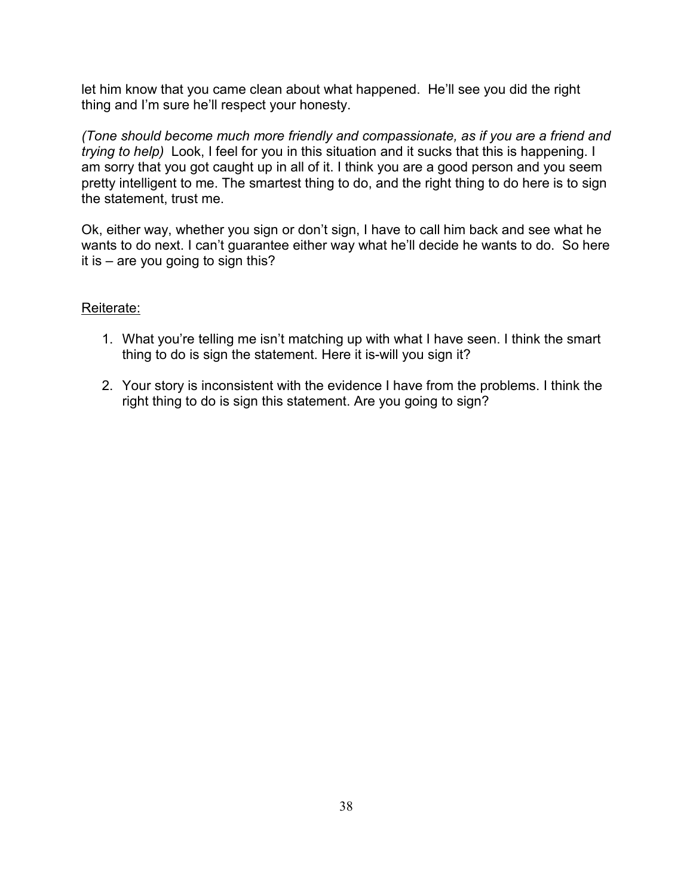let him know that you came clean about what happened.  He'll see you did the right thing and I'm sure he'll respect your honesty.

*(Tone should become much more friendly and compassionate, as if you are a friend and trying to help)* Look, I feel for you in this situation and it sucks that this is happening. I am sorry that you got caught up in all of it. I think you are a good person and you seem pretty intelligent to me. The smartest thing to do, and the right thing to do here is to sign the statement, trust me.

Ok, either way, whether you sign or don't sign, I have to call him back and see what he wants to do next. I can't guarantee either way what he'll decide he wants to do.  So here it is – are you going to sign this?

<u>Reiterate:</u>

1. What you're telling me isn't matching up with what I have seen. I think the smart thing to do is sign the statement. Here it is-will you sign it?

2. Your story is inconsistent with the evidence I have from the problems. I think the right thing to do is sign this statement. Are you going to sign?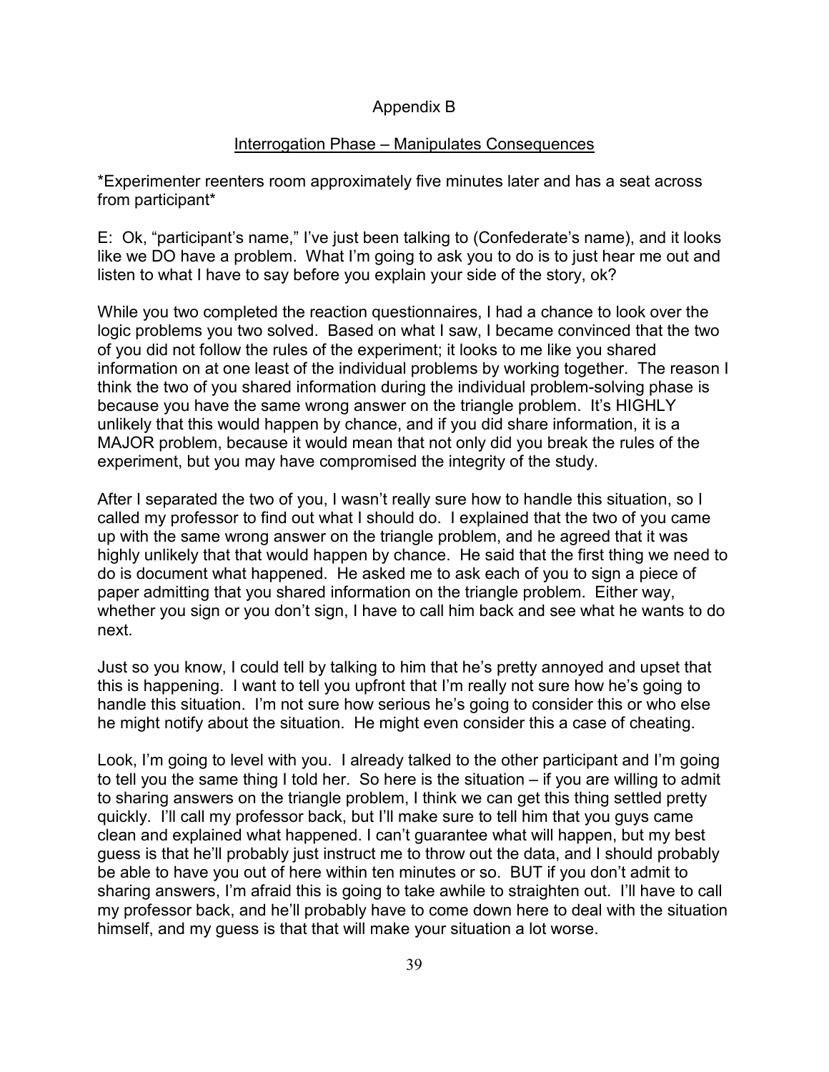Appendix B

Interrogation Phase – Manipulates Consequences

*Experimenter reenters room approximately five minutes later and has a seat across from participant*

E: Ok, "participant's name," I've just been talking to (Confederate's name), and it looks like we DO have a problem. What I'm going to ask you to do is to just hear me out and listen to what I have to say before you explain your side of the story, ok?

While you two completed the reaction questionnaires, I had a chance to look over the logic problems you two solved. Based on what I saw, I became convinced that the two of you did not follow the rules of the experiment; it looks to me like you shared information on at one least of the individual problems by working together. The reason I think the two of you shared information during the individual problem-solving phase is because you have the same wrong answer on the triangle problem. It's HIGHLY unlikely that this would happen by chance, and if you did share information, it is a MAJOR problem, because it would mean that not only did you break the rules of the experiment, but you may have compromised the integrity of the study.

After I separated the two of you, I wasn't really sure how to handle this situation, so I called my professor to find out what I should do. I explained that the two of you came up with the same wrong answer on the triangle problem, and he agreed that it was highly unlikely that that would happen by chance. He said that the first thing we need to do is document what happened. He asked me to ask each of you to sign a piece of paper admitting that you shared information on the triangle problem. Either way, whether you sign or you don't sign, I have to call him back and see what he wants to do next.

Just so you know, I could tell by talking to him that he's pretty annoyed and upset that this is happening. I want to tell you upfront that I'm really not sure how he's going to handle this situation. I'm not sure how serious he's going to consider this or who else he might notify about the situation. He might even consider this a case of cheating.

Look, I'm going to level with you. I already talked to the other participant and I'm going to tell you the same thing I told her. So here is the situation – if you are willing to admit to sharing answers on the triangle problem, I think we can get this thing settled pretty quickly. I'll call my professor back, but I'll make sure to tell him that you guys came clean and explained what happened. I can't guarantee what will happen, but my best guess is that he'll probably just instruct me to throw out the data, and I should probably be able to have you out of here within ten minutes or so. BUT if you don't admit to sharing answers, I'm afraid this is going to take awhile to straighten out. I'll have to call my professor back, and he'll probably have to come down here to deal with the situation himself, and my guess is that that will make your situation a lot worse.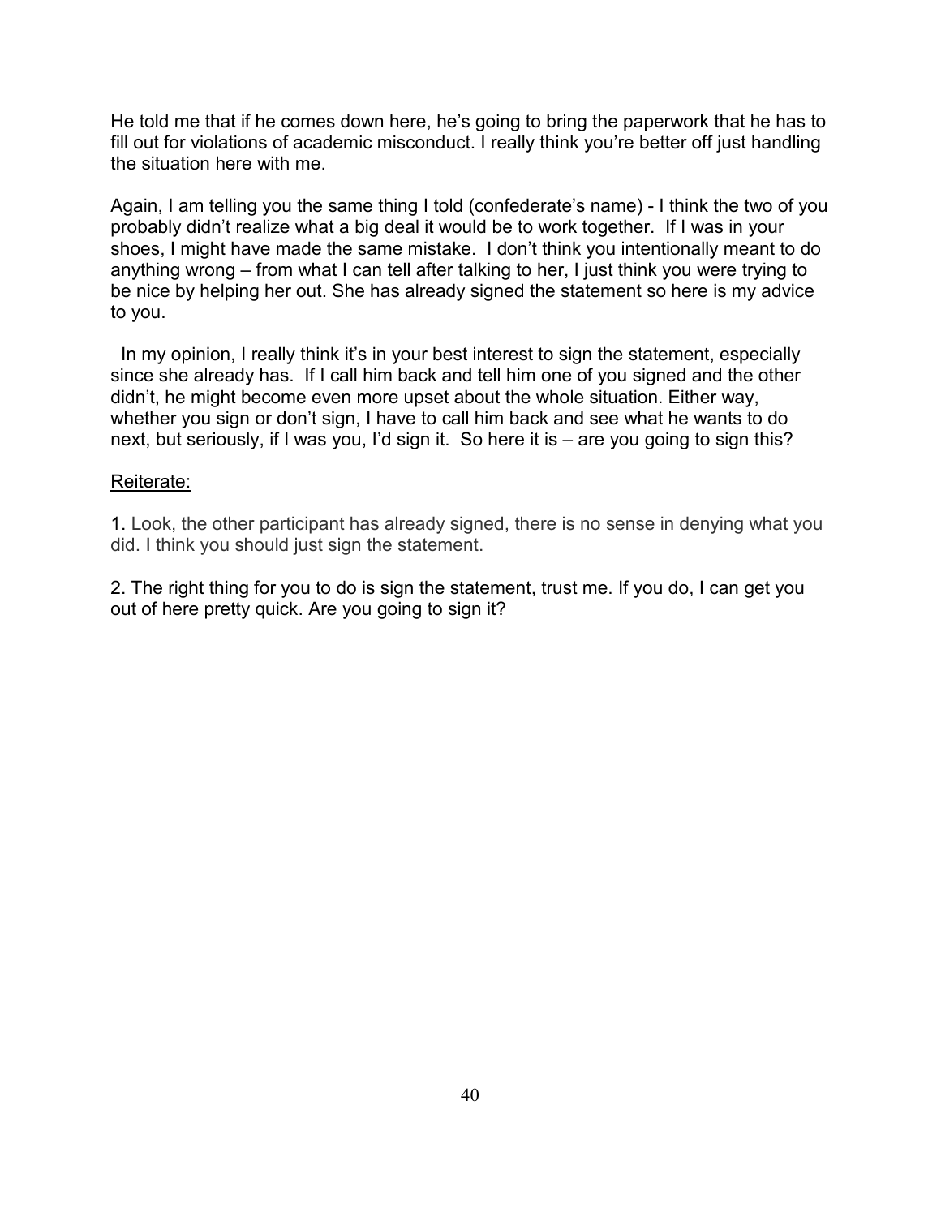He told me that if he comes down here, he's going to bring the paperwork that he has to fill out for violations of academic misconduct. I really think you're better off just handling the situation here with me.

Again, I am telling you the same thing I told (confederate's name) - I think the two of you probably didn't realize what a big deal it would be to work together. If I was in your shoes, I might have made the same mistake. I don't think you intentionally meant to do anything wrong – from what I can tell after talking to her, I just think you were trying to be nice by helping her out. She has already signed the statement so here is my advice to you.

In my opinion, I really think it's in your best interest to sign the statement, especially since she already has. If I call him back and tell him one of you signed and the other didn't, he might become even more upset about the whole situation. Either way, whether you sign or don't sign, I have to call him back and see what he wants to do next, but seriously, if I was you, I'd sign it. So here it is – are you going to sign this?

Reiterate:

1. Look, the other participant has already signed, there is no sense in denying what you did. I think you should just sign the statement.

2. The right thing for you to do is sign the statement, trust me. If you do, I can get you out of here pretty quick. Are you going to sign it?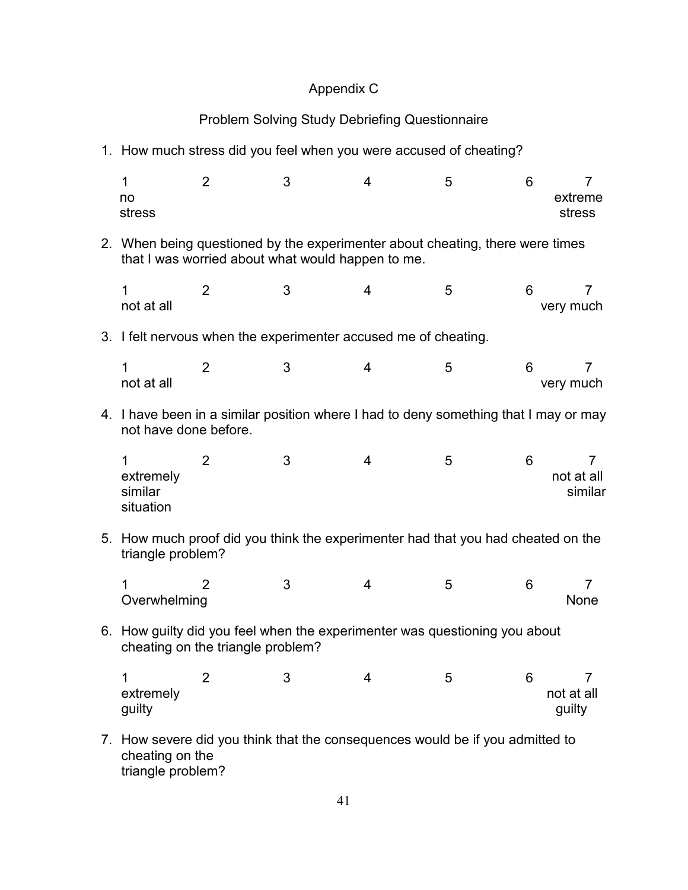Appendix C

Problem Solving Study Debriefing Questionnaire

1. How much stress did you feel when you were accused of cheating?

| 1 | 2 | 3 | 4 | 5 | 6 | 7 |
|---|---|---|---|---|---|---|
| no stress | | | | | | extreme stress |

2. When being questioned by the experimenter about cheating, there were times that I was worried about what would happen to me.

| 1 | 2 | 3 | 4 | 5 | 6 | 7 |
|---|---|---|---|---|---|---|
| not at all | | | | | | very much |

3. I felt nervous when the experimenter accused me of cheating.

| 1 | 2 | 3 | 4 | 5 | 6 | 7 |
|---|---|---|---|---|---|---|
| not at all | | | | | | very much |

4. I have been in a similar position where I had to deny something that I may or may not have done before.

| 1 | 2 | 3 | 4 | 5 | 6 | 7 |
|---|---|---|---|---|---|---|
| extremely similar situation | | | | | | not at all similar |

5. How much proof did you think the experimenter had that you had cheated on the triangle problem?

| 1 | 2 | 3 | 4 | 5 | 6 | 7 |
|---|---|---|---|---|---|---|
| Overwhelming | | | | | | None |

6. How guilty did you feel when the experimenter was questioning you about cheating on the triangle problem?

| 1 | 2 | 3 | 4 | 5 | 6 | 7 |
|---|---|---|---|---|---|---|
| extremely guilty | | | | | | not at all guilty |

7. How severe did you think that the consequences would be if you admitted to cheating on the triangle problem?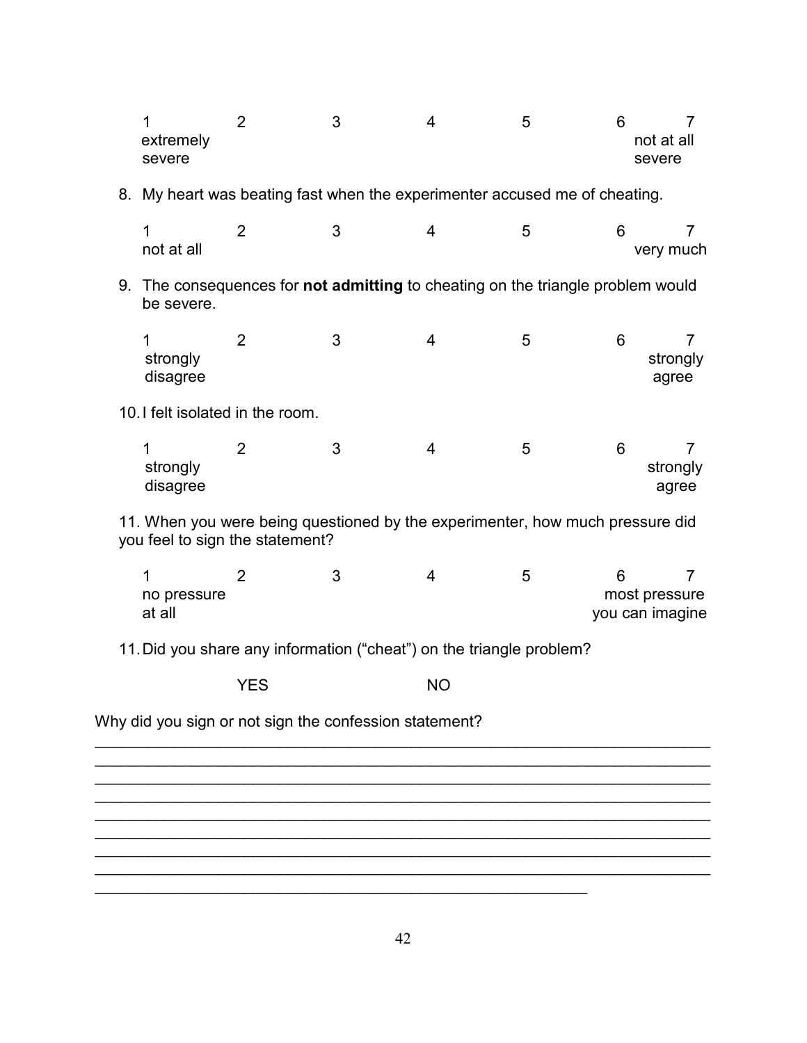| 1 | 2 | 3 | 4 | 5 | 6 | 7 |
|---|---|---|---|---|---|---|
| extremely severe | | | | | | not at all severe |

8. My heart was beating fast when the experimenter accused me of cheating.

| 1 | 2 | 3 | 4 | 5 | 6 | 7 |
|---|---|---|---|---|---|---|
| not at all | | | | | | very much |

9. The consequences for **not admitting** to cheating on the triangle problem would be severe.

| 1 | 2 | 3 | 4 | 5 | 6 | 7 |
|---|---|---|---|---|---|---|
| strongly disagree | | | | | | strongly agree |

10. I felt isolated in the room.

| 1 | 2 | 3 | 4 | 5 | 6 | 7 |
|---|---|---|---|---|---|---|
| strongly disagree | | | | | | strongly agree |

11. When you were being questioned by the experimenter, how much pressure did you feel to sign the statement?

| 1 | 2 | 3 | 4 | 5 | 6 | 7 |
|---|---|---|---|---|---|---|
| no pressure at all | | | | | | most pressure you can imagine |

11. Did you share any information ("cheat") on the triangle problem?

YES NO

Why did you sign or not sign the confession statement?

\_\_\_\_\_\_\_\_\_\_\_\_\_\_\_\_\_\_\_\_\_\_\_\_\_\_\_\_\_\_\_\_\_\_\_\_\_\_\_\_\_\_\_\_\_\_\_\_\_\_\_\_\_\_\_\_\_\_\_\_\_\_\_\_\_\_\_\_\_\_
\_\_\_\_\_\_\_\_\_\_\_\_\_\_\_\_\_\_\_\_\_\_\_\_\_\_\_\_\_\_\_\_\_\_\_\_\_\_\_\_\_\_\_\_\_\_\_\_\_\_\_\_\_\_\_\_\_\_\_\_\_\_\_\_\_\_\_\_\_\_
\_\_\_\_\_\_\_\_\_\_\_\_\_\_\_\_\_\_\_\_\_\_\_\_\_\_\_\_\_\_\_\_\_\_\_\_\_\_\_\_\_\_\_\_\_\_\_\_\_\_\_\_\_\_\_\_\_\_\_\_\_\_\_\_\_\_\_\_\_\_
\_\_\_\_\_\_\_\_\_\_\_\_\_\_\_\_\_\_\_\_\_\_\_\_\_\_\_\_\_\_\_\_\_\_\_\_\_\_\_\_\_\_\_\_\_\_\_\_\_\_\_\_\_\_\_\_\_\_\_\_\_\_\_\_\_\_\_\_\_\_
\_\_\_\_\_\_\_\_\_\_\_\_\_\_\_\_\_\_\_\_\_\_\_\_\_\_\_\_\_\_\_\_\_\_\_\_\_\_\_\_\_\_\_\_\_\_\_\_\_\_\_\_\_\_\_\_\_\_\_\_\_\_\_\_\_\_\_\_\_\_
\_\_\_\_\_\_\_\_\_\_\_\_\_\_\_\_\_\_\_\_\_\_\_\_\_\_\_\_\_\_\_\_\_\_\_\_\_\_\_\_\_\_\_\_\_\_\_\_\_\_\_\_\_\_\_\_\_\_\_\_\_\_\_\_\_\_\_\_\_\_
\_\_\_\_\_\_\_\_\_\_\_\_\_\_\_\_\_\_\_\_\_\_\_\_\_\_\_\_\_\_\_\_\_\_\_\_\_\_\_\_\_\_\_\_\_\_\_\_\_\_\_\_\_\_\_\_\_\_\_\_\_\_\_\_\_\_\_\_\_\_
\_\_\_\_\_\_\_\_\_\_\_\_\_\_\_\_\_\_\_\_\_\_\_\_\_\_\_\_\_\_\_\_\_\_\_\_\_\_\_\_\_\_\_\_\_\_\_\_\_\_\_\_\_\_\_\_\_\_\_\_\_\_\_\_\_\_\_\_\_\_
\_\_\_\_\_\_\_\_\_\_\_\_\_\_\_\_\_\_\_\_\_\_\_\_\_\_\_\_\_\_\_\_\_\_\_\_\_\_\_\_\_\_\_\_\_\_\_\_\_\_\_\_\_\_\_\_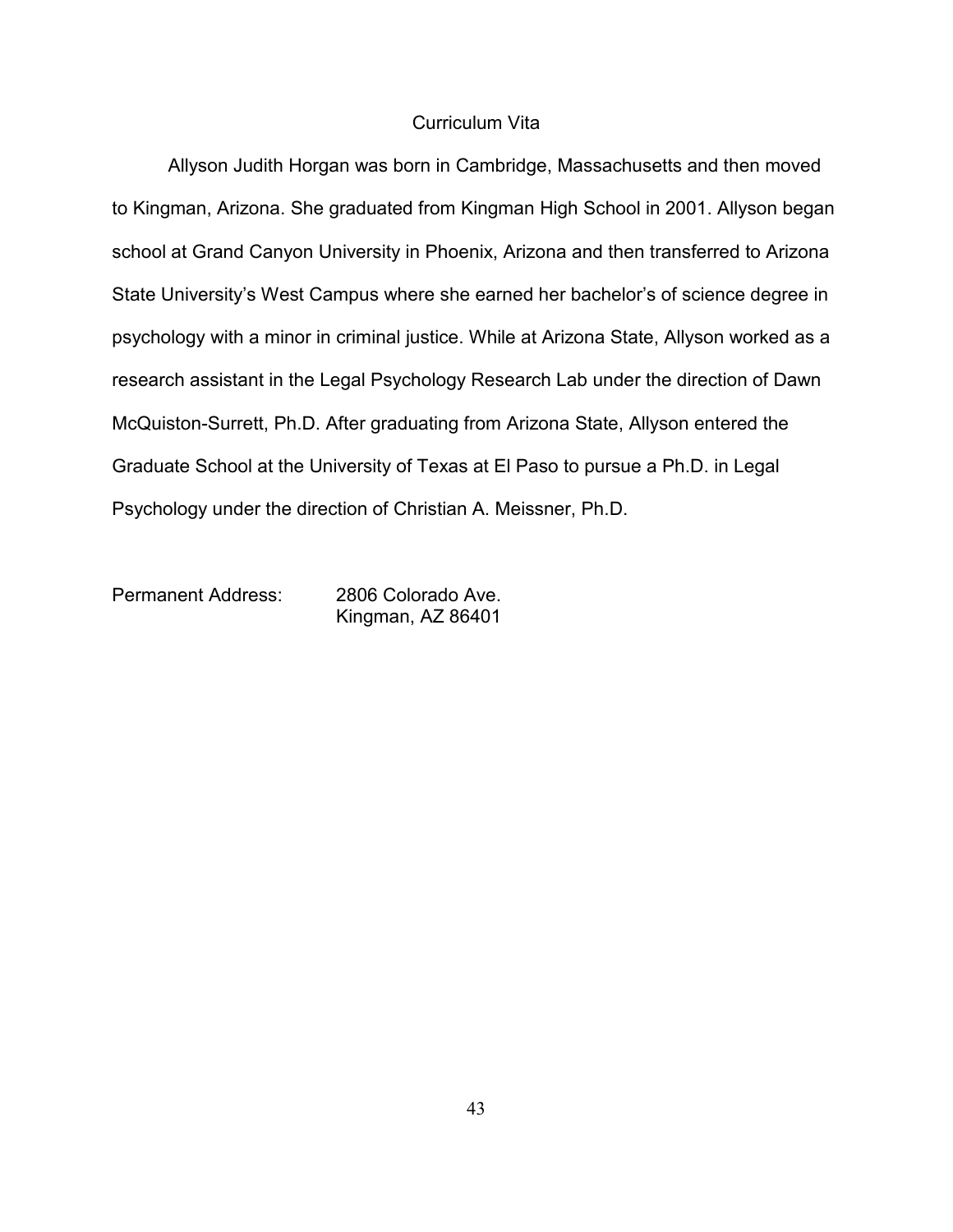# Curriculum Vita

Allyson Judith Horgan was born in Cambridge, Massachusetts and then moved to Kingman, Arizona. She graduated from Kingman High School in 2001. Allyson began school at Grand Canyon University in Phoenix, Arizona and then transferred to Arizona State University's West Campus where she earned her bachelor's of science degree in psychology with a minor in criminal justice. While at Arizona State, Allyson worked as a research assistant in the Legal Psychology Research Lab under the direction of Dawn McQuiston-Surrett, Ph.D. After graduating from Arizona State, Allyson entered the Graduate School at the University of Texas at El Paso to pursue a Ph.D. in Legal Psychology under the direction of Christian A. Meissner, Ph.D.

Permanent Address: 2806 Colorado Ave.
Kingman, AZ 86401